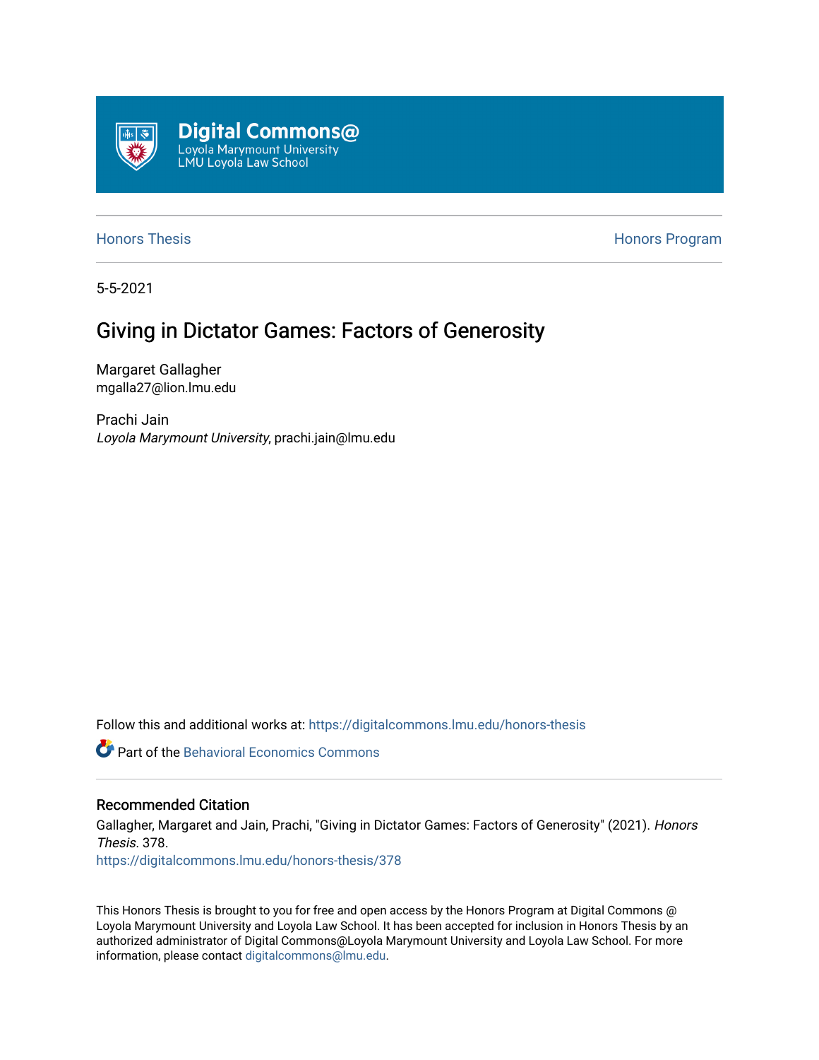Digital Commons@
Loyola Marymount University
LMU Loyola Law School

Honors Thesis | Honors Program

5-5-2021

# Giving in Dictator Games: Factors of Generosity

Margaret Gallagher
mgalla27@lion.lmu.edu

Prachi Jain
*Loyola Marymount University*, prachi.jain@lmu.edu

Follow this and additional works at: https://digitalcommons.lmu.edu/honors-thesis

Part of the Behavioral Economics Commons

## Recommended Citation

Gallagher, Margaret and Jain, Prachi, "Giving in Dictator Games: Factors of Generosity" (2021). *Honors Thesis*. 378.
https://digitalcommons.lmu.edu/honors-thesis/378

This Honors Thesis is brought to you for free and open access by the Honors Program at Digital Commons @ Loyola Marymount University and Loyola Law School. It has been accepted for inclusion in Honors Thesis by an authorized administrator of Digital Commons@Loyola Marymount University and Loyola Law School. For more information, please contact digitalcommons@lmu.edu.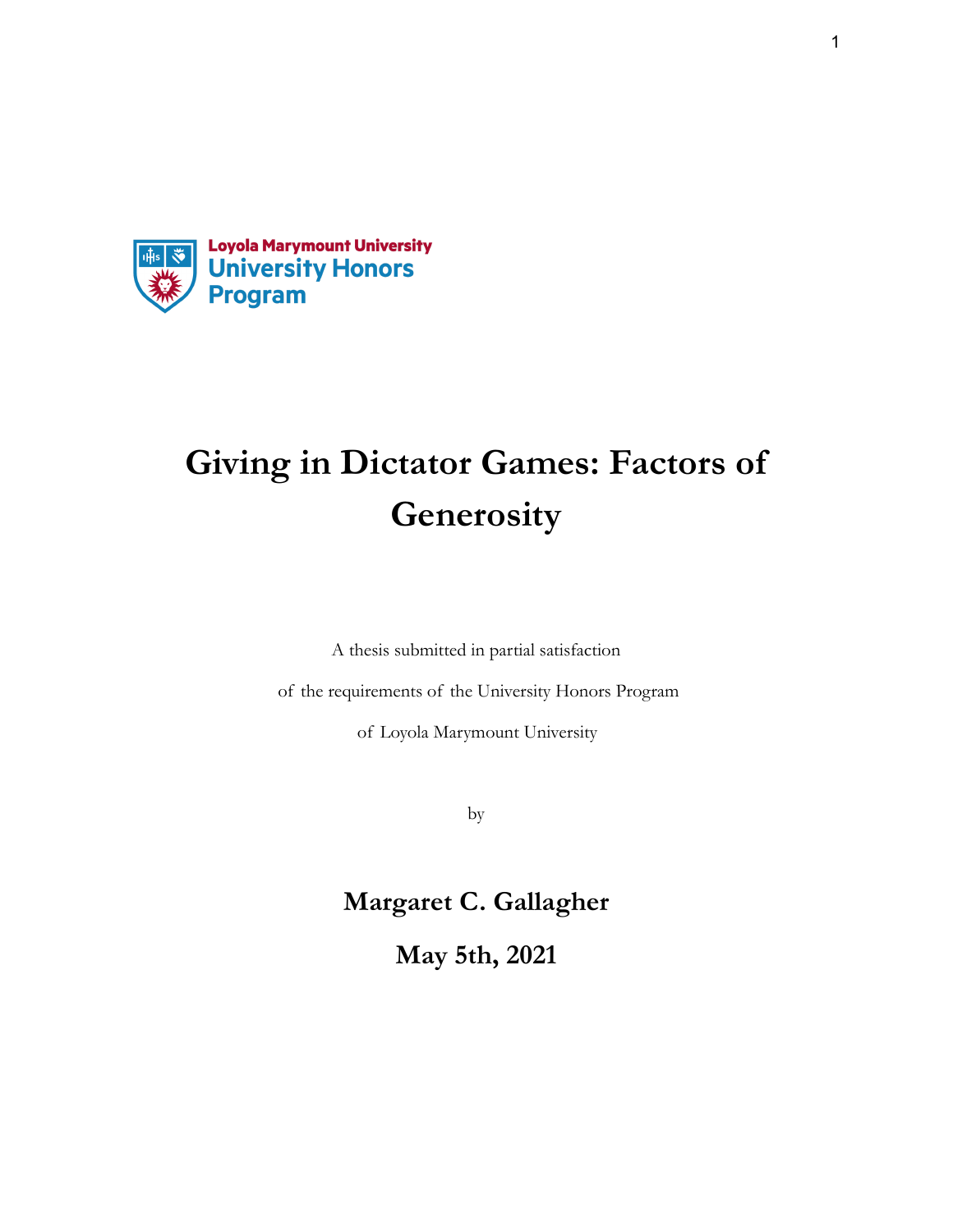Loyola Marymount University
University Honors Program

# Giving in Dictator Games: Factors of Generosity

A thesis submitted in partial satisfaction

of the requirements of the University Honors Program

of Loyola Marymount University

by

**Margaret C. Gallagher**

**May 5th, 2021**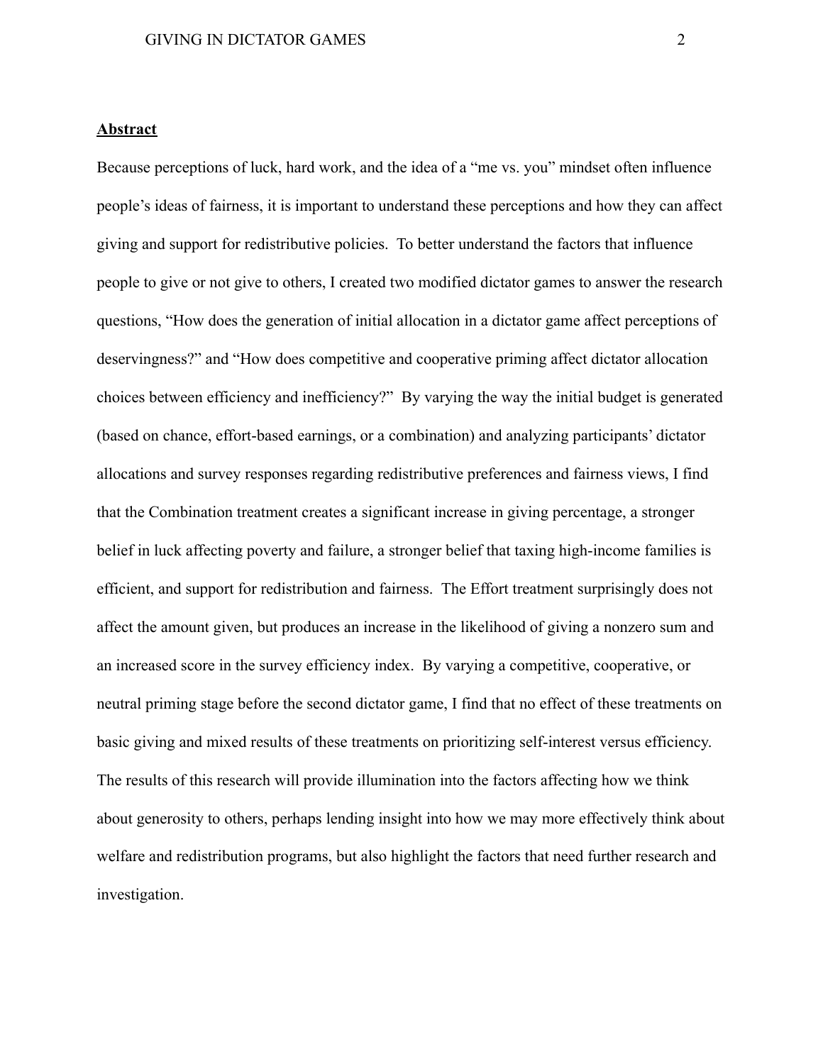## Abstract

Because perceptions of luck, hard work, and the idea of a "me vs. you" mindset often influence people's ideas of fairness, it is important to understand these perceptions and how they can affect giving and support for redistributive policies. To better understand the factors that influence people to give or not give to others, I created two modified dictator games to answer the research questions, "How does the generation of initial allocation in a dictator game affect perceptions of deservingness?" and "How does competitive and cooperative priming affect dictator allocation choices between efficiency and inefficiency?" By varying the way the initial budget is generated (based on chance, effort-based earnings, or a combination) and analyzing participants' dictator allocations and survey responses regarding redistributive preferences and fairness views, I find that the Combination treatment creates a significant increase in giving percentage, a stronger belief in luck affecting poverty and failure, a stronger belief that taxing high-income families is efficient, and support for redistribution and fairness. The Effort treatment surprisingly does not affect the amount given, but produces an increase in the likelihood of giving a nonzero sum and an increased score in the survey efficiency index. By varying a competitive, cooperative, or neutral priming stage before the second dictator game, I find that no effect of these treatments on basic giving and mixed results of these treatments on prioritizing self-interest versus efficiency. The results of this research will provide illumination into the factors affecting how we think about generosity to others, perhaps lending insight into how we may more effectively think about welfare and redistribution programs, but also highlight the factors that need further research and investigation.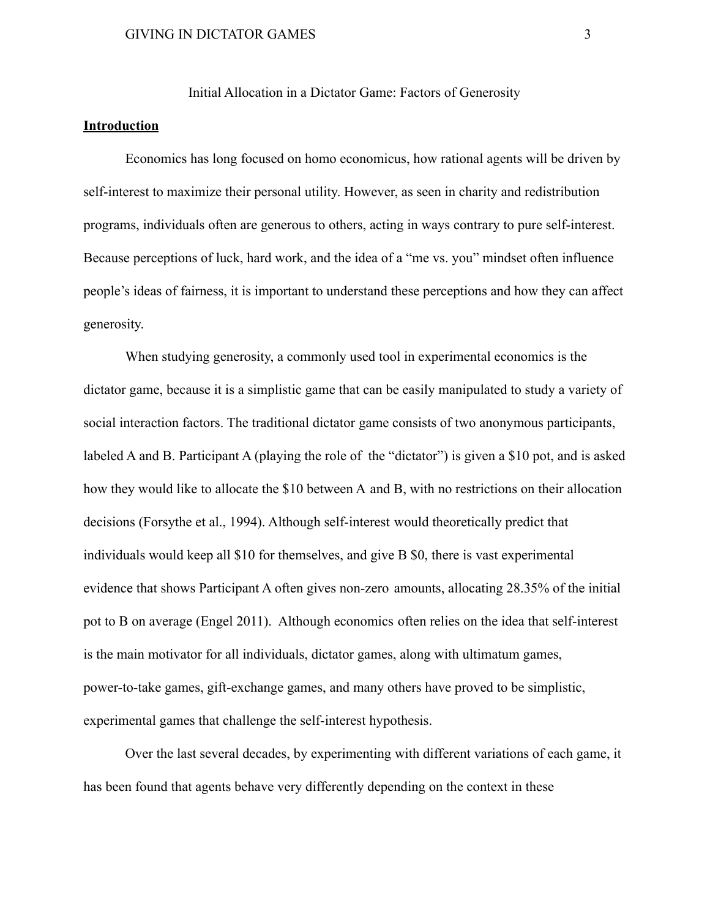Initial Allocation in a Dictator Game: Factors of Generosity

**Introduction**

Economics has long focused on homo economicus, how rational agents will be driven by self-interest to maximize their personal utility. However, as seen in charity and redistribution programs, individuals often are generous to others, acting in ways contrary to pure self-interest. Because perceptions of luck, hard work, and the idea of a "me vs. you" mindset often influence people's ideas of fairness, it is important to understand these perceptions and how they can affect generosity.

When studying generosity, a commonly used tool in experimental economics is the dictator game, because it is a simplistic game that can be easily manipulated to study a variety of social interaction factors. The traditional dictator game consists of two anonymous participants, labeled A and B. Participant A (playing the role of the "dictator") is given a $10 pot, and is asked how they would like to allocate the $10 between A and B, with no restrictions on their allocation decisions (Forsythe et al., 1994). Although self-interest would theoretically predict that individuals would keep all $10 for themselves, and give B $0, there is vast experimental evidence that shows Participant A often gives non-zero amounts, allocating 28.35% of the initial pot to B on average (Engel 2011). Although economics often relies on the idea that self-interest is the main motivator for all individuals, dictator games, along with ultimatum games, power-to-take games, gift-exchange games, and many others have proved to be simplistic, experimental games that challenge the self-interest hypothesis.

Over the last several decades, by experimenting with different variations of each game, it has been found that agents behave very differently depending on the context in these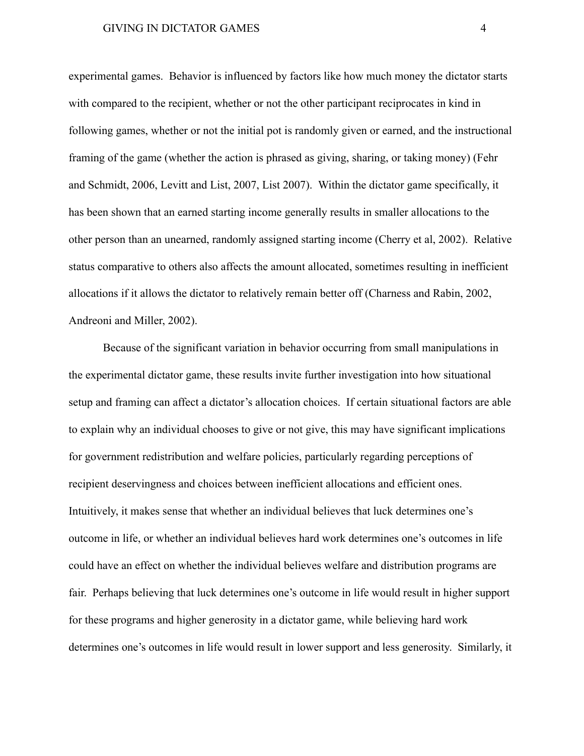experimental games. Behavior is influenced by factors like how much money the dictator starts with compared to the recipient, whether or not the other participant reciprocates in kind in following games, whether or not the initial pot is randomly given or earned, and the instructional framing of the game (whether the action is phrased as giving, sharing, or taking money) (Fehr and Schmidt, 2006, Levitt and List, 2007, List 2007). Within the dictator game specifically, it has been shown that an earned starting income generally results in smaller allocations to the other person than an unearned, randomly assigned starting income (Cherry et al, 2002). Relative status comparative to others also affects the amount allocated, sometimes resulting in inefficient allocations if it allows the dictator to relatively remain better off (Charness and Rabin, 2002, Andreoni and Miller, 2002).

Because of the significant variation in behavior occurring from small manipulations in the experimental dictator game, these results invite further investigation into how situational setup and framing can affect a dictator's allocation choices. If certain situational factors are able to explain why an individual chooses to give or not give, this may have significant implications for government redistribution and welfare policies, particularly regarding perceptions of recipient deservingness and choices between inefficient allocations and efficient ones. Intuitively, it makes sense that whether an individual believes that luck determines one's outcome in life, or whether an individual believes hard work determines one's outcomes in life could have an effect on whether the individual believes welfare and distribution programs are fair. Perhaps believing that luck determines one's outcome in life would result in higher support for these programs and higher generosity in a dictator game, while believing hard work determines one's outcomes in life would result in lower support and less generosity. Similarly, it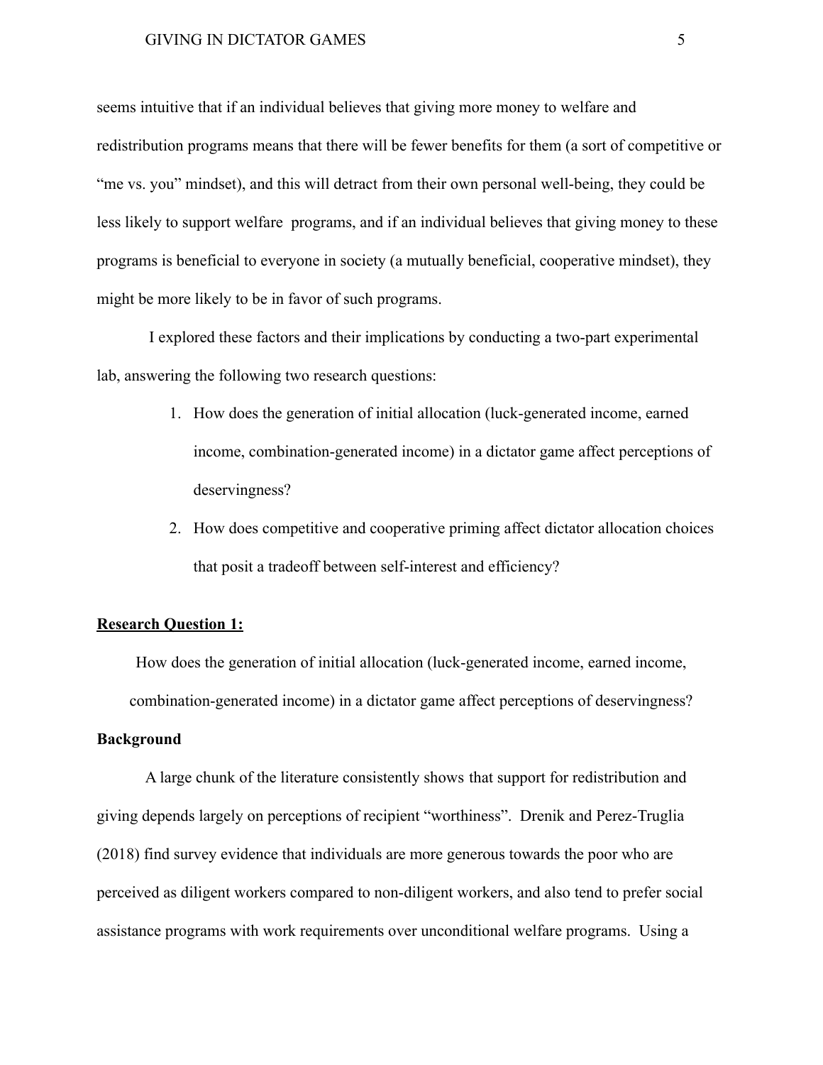seems intuitive that if an individual believes that giving more money to welfare and redistribution programs means that there will be fewer benefits for them (a sort of competitive or "me vs. you" mindset), and this will detract from their own personal well-being, they could be less likely to support welfare programs, and if an individual believes that giving money to these programs is beneficial to everyone in society (a mutually beneficial, cooperative mindset), they might be more likely to be in favor of such programs.

I explored these factors and their implications by conducting a two-part experimental lab, answering the following two research questions:

1. How does the generation of initial allocation (luck-generated income, earned income, combination-generated income) in a dictator game affect perceptions of deservingness?
2. How does competitive and cooperative priming affect dictator allocation choices that posit a tradeoff between self-interest and efficiency?

**Research Question 1:**

How does the generation of initial allocation (luck-generated income, earned income, combination-generated income) in a dictator game affect perceptions of deservingness?

**Background**

A large chunk of the literature consistently shows that support for redistribution and giving depends largely on perceptions of recipient "worthiness". Drenik and Perez-Truglia (2018) find survey evidence that individuals are more generous towards the poor who are perceived as diligent workers compared to non-diligent workers, and also tend to prefer social assistance programs with work requirements over unconditional welfare programs. Using a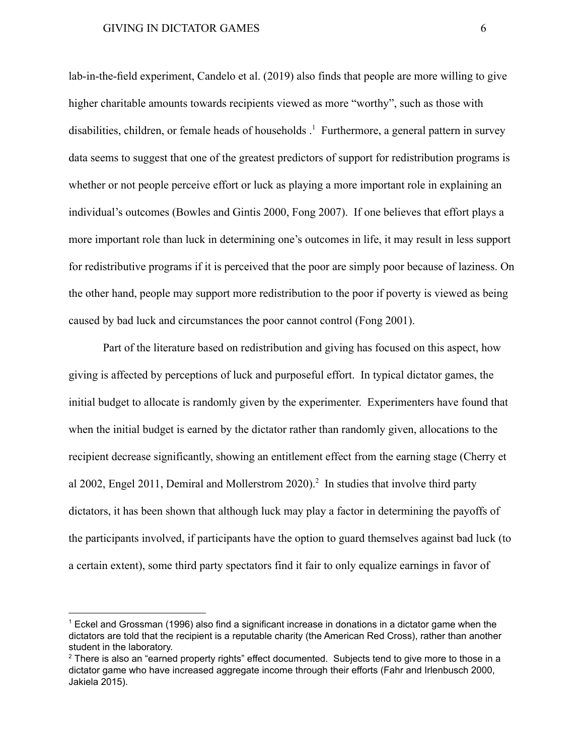lab-in-the-field experiment, Candelo et al. (2019) also finds that people are more willing to give higher charitable amounts towards recipients viewed as more "worthy", such as those with disabilities, children, or female heads of households .[1] Furthermore, a general pattern in survey data seems to suggest that one of the greatest predictors of support for redistribution programs is whether or not people perceive effort or luck as playing a more important role in explaining an individual's outcomes (Bowles and Gintis 2000, Fong 2007). If one believes that effort plays a more important role than luck in determining one's outcomes in life, it may result in less support for redistributive programs if it is perceived that the poor are simply poor because of laziness. On the other hand, people may support more redistribution to the poor if poverty is viewed as being caused by bad luck and circumstances the poor cannot control (Fong 2001).

Part of the literature based on redistribution and giving has focused on this aspect, how giving is affected by perceptions of luck and purposeful effort. In typical dictator games, the initial budget to allocate is randomly given by the experimenter. Experimenters have found that when the initial budget is earned by the dictator rather than randomly given, allocations to the recipient decrease significantly, showing an entitlement effect from the earning stage (Cherry et al 2002, Engel 2011, Demiral and Mollerstrom 2020).[2] In studies that involve third party dictators, it has been shown that although luck may play a factor in determining the payoffs of the participants involved, if participants have the option to guard themselves against bad luck (to a certain extent), some third party spectators find it fair to only equalize earnings in favor of

[1] Eckel and Grossman (1996) also find a significant increase in donations in a dictator game when the dictators are told that the recipient is a reputable charity (the American Red Cross), rather than another student in the laboratory.

[2] There is also an "earned property rights" effect documented. Subjects tend to give more to those in a dictator game who have increased aggregate income through their efforts (Fahr and Irlenbusch 2000, Jakiela 2015).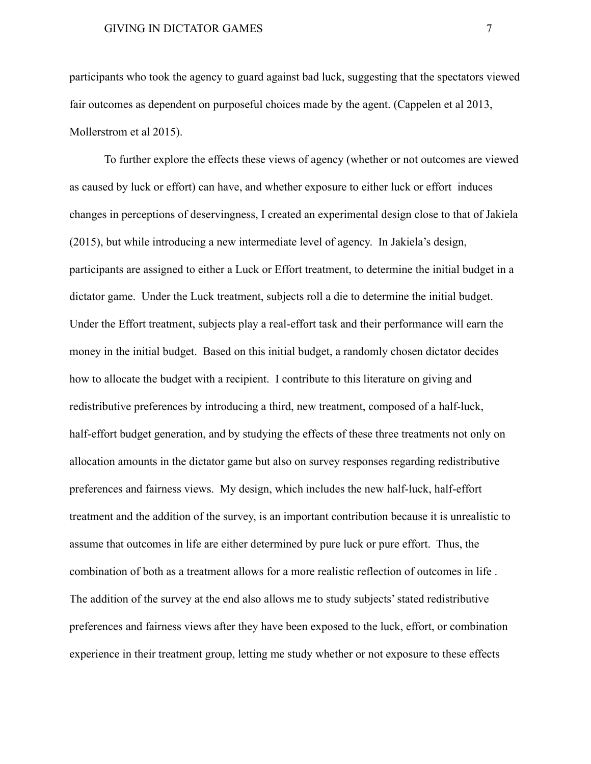participants who took the agency to guard against bad luck, suggesting that the spectators viewed fair outcomes as dependent on purposeful choices made by the agent. (Cappelen et al 2013, Mollerstrom et al 2015).

To further explore the effects these views of agency (whether or not outcomes are viewed as caused by luck or effort) can have, and whether exposure to either luck or effort induces changes in perceptions of deservingness, I created an experimental design close to that of Jakiela (2015), but while introducing a new intermediate level of agency. In Jakiela's design, participants are assigned to either a Luck or Effort treatment, to determine the initial budget in a dictator game. Under the Luck treatment, subjects roll a die to determine the initial budget. Under the Effort treatment, subjects play a real-effort task and their performance will earn the money in the initial budget. Based on this initial budget, a randomly chosen dictator decides how to allocate the budget with a recipient. I contribute to this literature on giving and redistributive preferences by introducing a third, new treatment, composed of a half-luck, half-effort budget generation, and by studying the effects of these three treatments not only on allocation amounts in the dictator game but also on survey responses regarding redistributive preferences and fairness views. My design, which includes the new half-luck, half-effort treatment and the addition of the survey, is an important contribution because it is unrealistic to assume that outcomes in life are either determined by pure luck or pure effort. Thus, the combination of both as a treatment allows for a more realistic reflection of outcomes in life . The addition of the survey at the end also allows me to study subjects' stated redistributive preferences and fairness views after they have been exposed to the luck, effort, or combination experience in their treatment group, letting me study whether or not exposure to these effects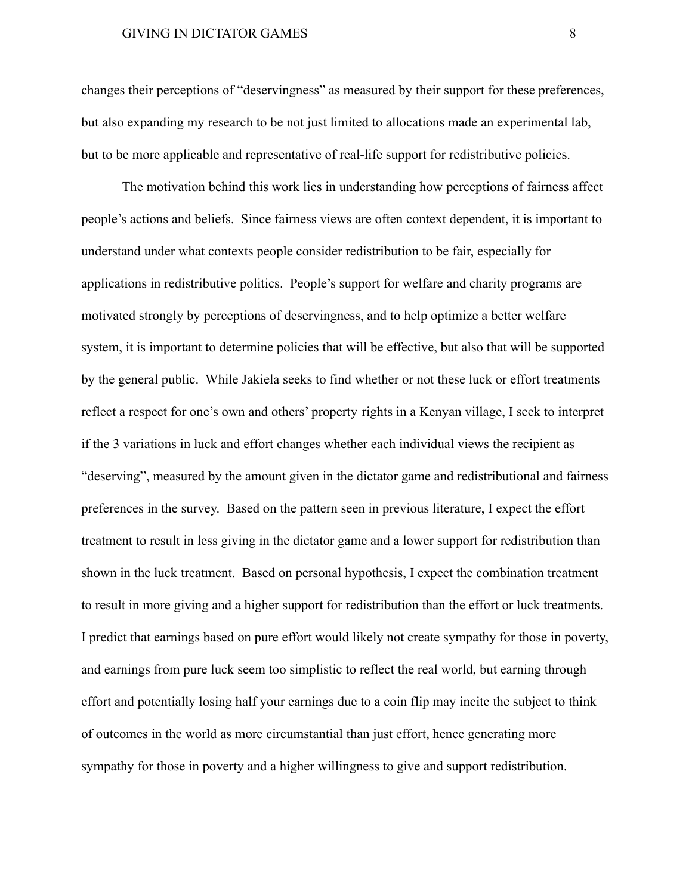changes their perceptions of "deservingness" as measured by their support for these preferences, but also expanding my research to be not just limited to allocations made an experimental lab, but to be more applicable and representative of real-life support for redistributive policies.

The motivation behind this work lies in understanding how perceptions of fairness affect people's actions and beliefs. Since fairness views are often context dependent, it is important to understand under what contexts people consider redistribution to be fair, especially for applications in redistributive politics. People's support for welfare and charity programs are motivated strongly by perceptions of deservingness, and to help optimize a better welfare system, it is important to determine policies that will be effective, but also that will be supported by the general public. While Jakiela seeks to find whether or not these luck or effort treatments reflect a respect for one's own and others' property rights in a Kenyan village, I seek to interpret if the 3 variations in luck and effort changes whether each individual views the recipient as "deserving", measured by the amount given in the dictator game and redistributional and fairness preferences in the survey. Based on the pattern seen in previous literature, I expect the effort treatment to result in less giving in the dictator game and a lower support for redistribution than shown in the luck treatment. Based on personal hypothesis, I expect the combination treatment to result in more giving and a higher support for redistribution than the effort or luck treatments. I predict that earnings based on pure effort would likely not create sympathy for those in poverty, and earnings from pure luck seem too simplistic to reflect the real world, but earning through effort and potentially losing half your earnings due to a coin flip may incite the subject to think of outcomes in the world as more circumstantial than just effort, hence generating more sympathy for those in poverty and a higher willingness to give and support redistribution.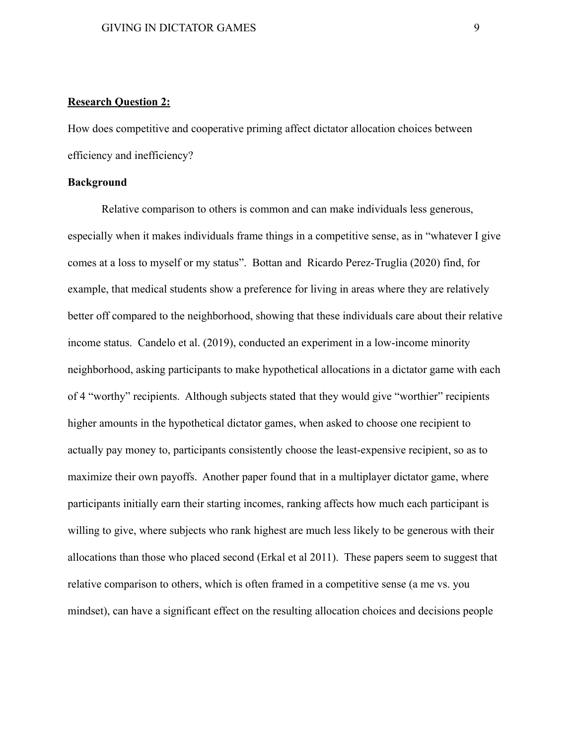**<u>Research Question 2:</u>**

How does competitive and cooperative priming affect dictator allocation choices between efficiency and inefficiency?

**Background**

Relative comparison to others is common and can make individuals less generous, especially when it makes individuals frame things in a competitive sense, as in "whatever I give comes at a loss to myself or my status". Bottan and Ricardo Perez-Truglia (2020) find, for example, that medical students show a preference for living in areas where they are relatively better off compared to the neighborhood, showing that these individuals care about their relative income status. Candelo et al. (2019), conducted an experiment in a low-income minority neighborhood, asking participants to make hypothetical allocations in a dictator game with each of 4 "worthy" recipients. Although subjects stated that they would give "worthier" recipients higher amounts in the hypothetical dictator games, when asked to choose one recipient to actually pay money to, participants consistently choose the least-expensive recipient, so as to maximize their own payoffs. Another paper found that in a multiplayer dictator game, where participants initially earn their starting incomes, ranking affects how much each participant is willing to give, where subjects who rank highest are much less likely to be generous with their allocations than those who placed second (Erkal et al 2011). These papers seem to suggest that relative comparison to others, which is often framed in a competitive sense (a me vs. you mindset), can have a significant effect on the resulting allocation choices and decisions people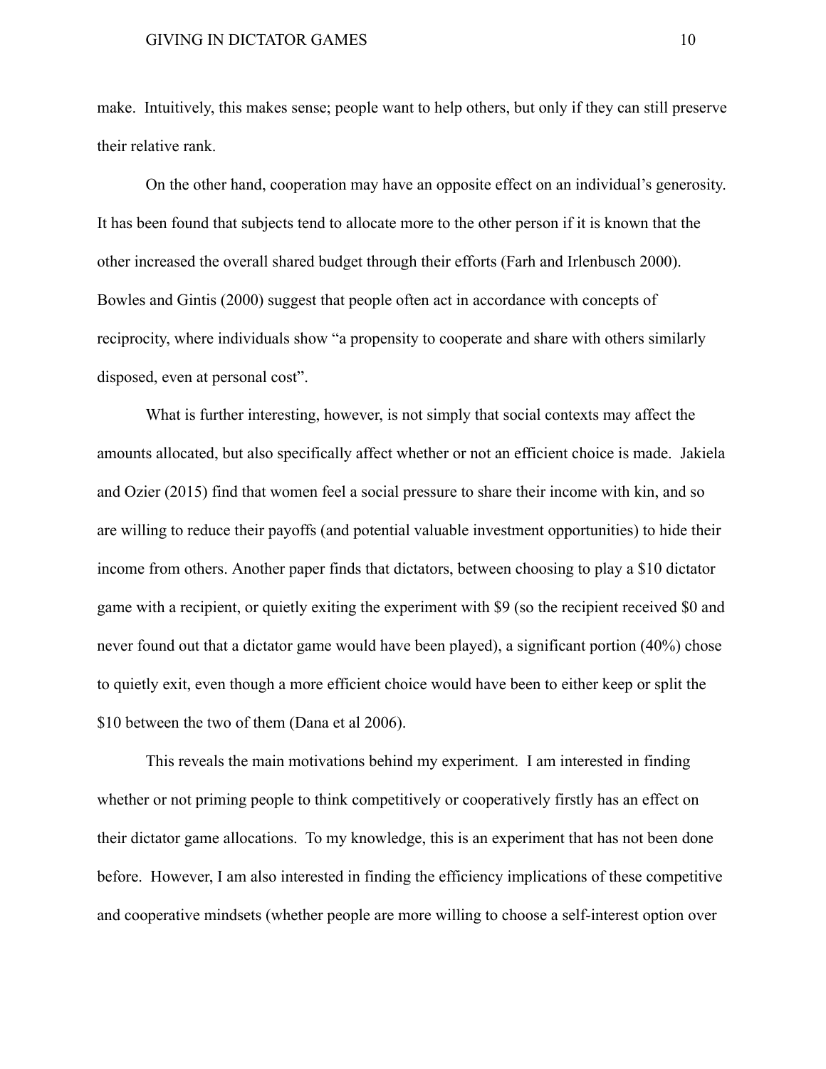make. Intuitively, this makes sense; people want to help others, but only if they can still preserve their relative rank.

On the other hand, cooperation may have an opposite effect on an individual's generosity. It has been found that subjects tend to allocate more to the other person if it is known that the other increased the overall shared budget through their efforts (Farh and Irlenbusch 2000). Bowles and Gintis (2000) suggest that people often act in accordance with concepts of reciprocity, where individuals show "a propensity to cooperate and share with others similarly disposed, even at personal cost".

What is further interesting, however, is not simply that social contexts may affect the amounts allocated, but also specifically affect whether or not an efficient choice is made. Jakiela and Ozier (2015) find that women feel a social pressure to share their income with kin, and so are willing to reduce their payoffs (and potential valuable investment opportunities) to hide their income from others. Another paper finds that dictators, between choosing to play a $10 dictator game with a recipient, or quietly exiting the experiment with $9 (so the recipient received $0 and never found out that a dictator game would have been played), a significant portion (40%) chose to quietly exit, even though a more efficient choice would have been to either keep or split the $10 between the two of them (Dana et al 2006).

This reveals the main motivations behind my experiment. I am interested in finding whether or not priming people to think competitively or cooperatively firstly has an effect on their dictator game allocations. To my knowledge, this is an experiment that has not been done before. However, I am also interested in finding the efficiency implications of these competitive and cooperative mindsets (whether people are more willing to choose a self-interest option over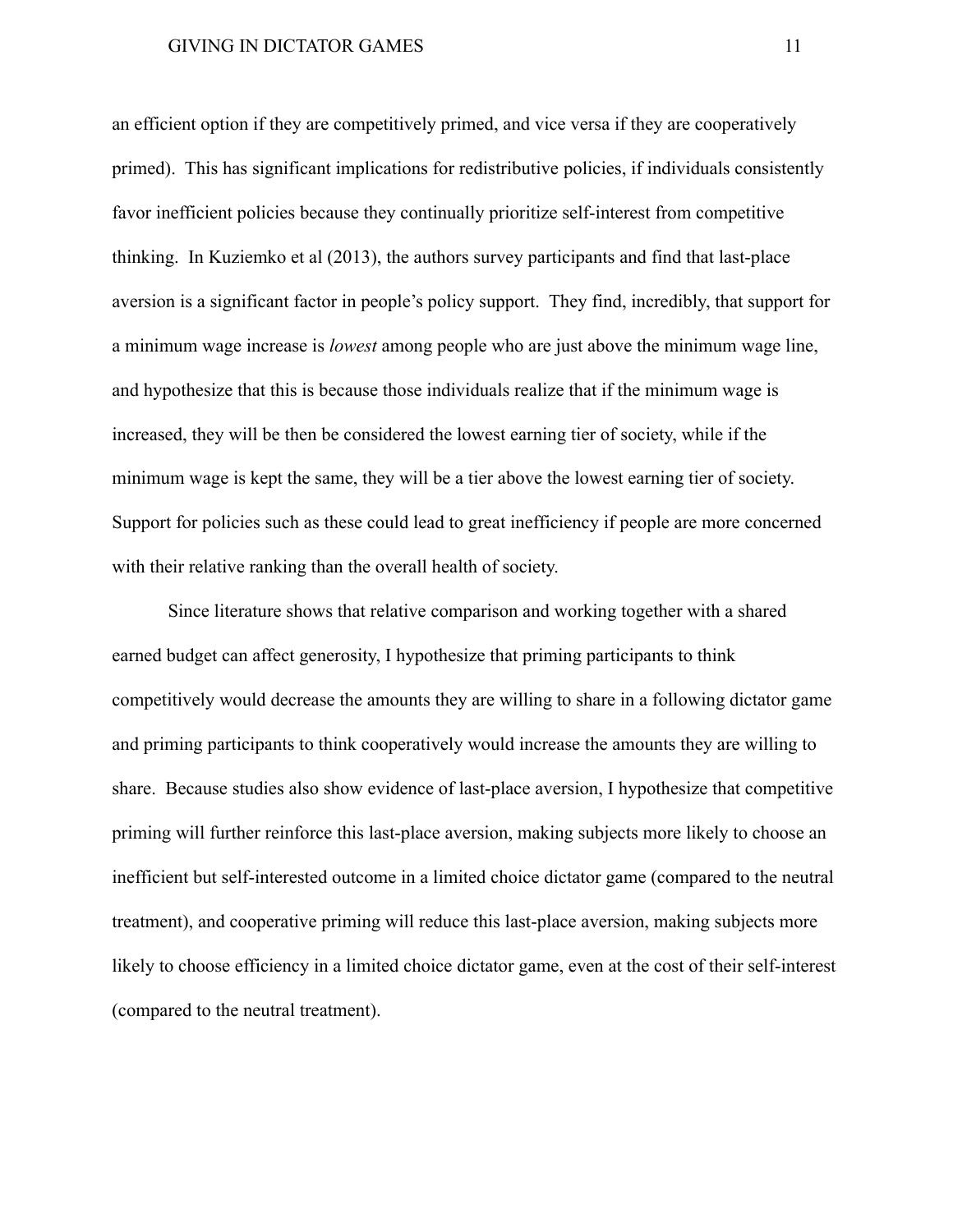an efficient option if they are competitively primed, and vice versa if they are cooperatively primed). This has significant implications for redistributive policies, if individuals consistently favor inefficient policies because they continually prioritize self-interest from competitive thinking. In Kuziemko et al (2013), the authors survey participants and find that last-place aversion is a significant factor in people's policy support. They find, incredibly, that support for a minimum wage increase is *lowest* among people who are just above the minimum wage line, and hypothesize that this is because those individuals realize that if the minimum wage is increased, they will be then be considered the lowest earning tier of society, while if the minimum wage is kept the same, they will be a tier above the lowest earning tier of society. Support for policies such as these could lead to great inefficiency if people are more concerned with their relative ranking than the overall health of society.

Since literature shows that relative comparison and working together with a shared earned budget can affect generosity, I hypothesize that priming participants to think competitively would decrease the amounts they are willing to share in a following dictator game and priming participants to think cooperatively would increase the amounts they are willing to share. Because studies also show evidence of last-place aversion, I hypothesize that competitive priming will further reinforce this last-place aversion, making subjects more likely to choose an inefficient but self-interested outcome in a limited choice dictator game (compared to the neutral treatment), and cooperative priming will reduce this last-place aversion, making subjects more likely to choose efficiency in a limited choice dictator game, even at the cost of their self-interest (compared to the neutral treatment).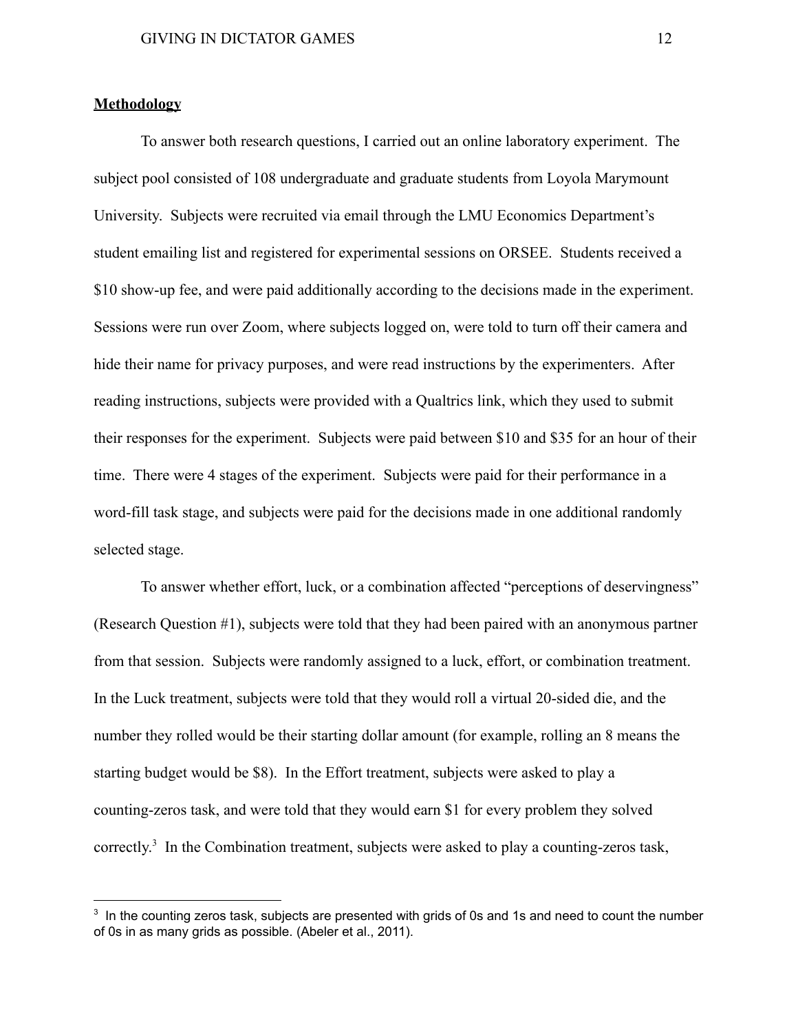**Methodology**

To answer both research questions, I carried out an online laboratory experiment. The subject pool consisted of 108 undergraduate and graduate students from Loyola Marymount University. Subjects were recruited via email through the LMU Economics Department's student emailing list and registered for experimental sessions on ORSEE. Students received a $10 show-up fee, and were paid additionally according to the decisions made in the experiment. Sessions were run over Zoom, where subjects logged on, were told to turn off their camera and hide their name for privacy purposes, and were read instructions by the experimenters. After reading instructions, subjects were provided with a Qualtrics link, which they used to submit their responses for the experiment. Subjects were paid between $10 and $35 for an hour of their time. There were 4 stages of the experiment. Subjects were paid for their performance in a word-fill task stage, and subjects were paid for the decisions made in one additional randomly selected stage.

To answer whether effort, luck, or a combination affected "perceptions of deservingness" (Research Question #1), subjects were told that they had been paired with an anonymous partner from that session. Subjects were randomly assigned to a luck, effort, or combination treatment. In the Luck treatment, subjects were told that they would roll a virtual 20-sided die, and the number they rolled would be their starting dollar amount (for example, rolling an 8 means the starting budget would be $8). In the Effort treatment, subjects were asked to play a counting-zeros task, and were told that they would earn $1 for every problem they solved correctly.[3] In the Combination treatment, subjects were asked to play a counting-zeros task,

[3] In the counting zeros task, subjects are presented with grids of 0s and 1s and need to count the number of 0s in as many grids as possible. (Abeler et al., 2011).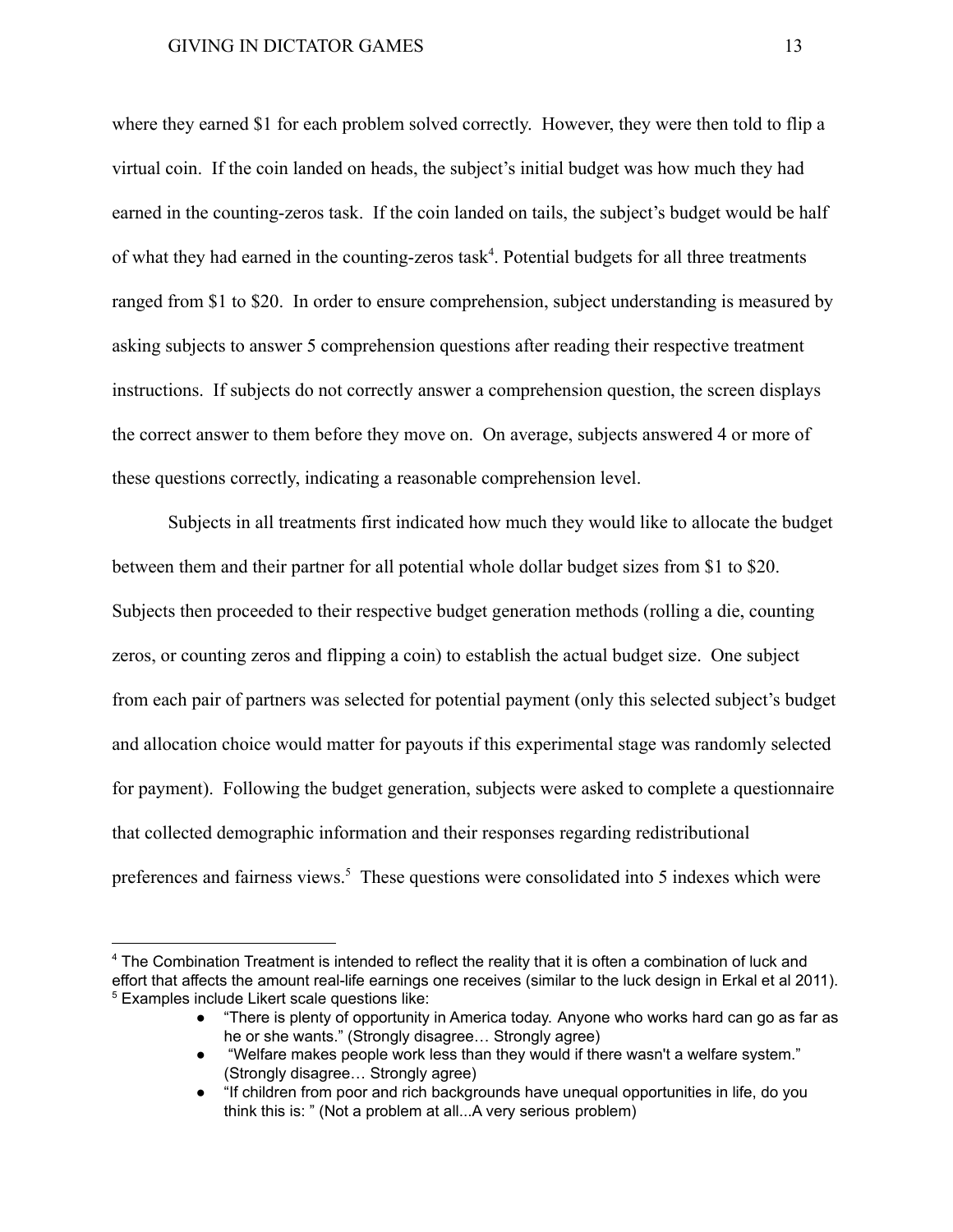where they earned $1 for each problem solved correctly. However, they were then told to flip a virtual coin. If the coin landed on heads, the subject's initial budget was how much they had earned in the counting-zeros task. If the coin landed on tails, the subject's budget would be half of what they had earned in the counting-zeros task[4]. Potential budgets for all three treatments ranged from $1 to $20. In order to ensure comprehension, subject understanding is measured by asking subjects to answer 5 comprehension questions after reading their respective treatment instructions. If subjects do not correctly answer a comprehension question, the screen displays the correct answer to them before they move on. On average, subjects answered 4 or more of these questions correctly, indicating a reasonable comprehension level.

Subjects in all treatments first indicated how much they would like to allocate the budget between them and their partner for all potential whole dollar budget sizes from $1 to $20. Subjects then proceeded to their respective budget generation methods (rolling a die, counting zeros, or counting zeros and flipping a coin) to establish the actual budget size. One subject from each pair of partners was selected for potential payment (only this selected subject's budget and allocation choice would matter for payouts if this experimental stage was randomly selected for payment). Following the budget generation, subjects were asked to complete a questionnaire that collected demographic information and their responses regarding redistributional preferences and fairness views.[5] These questions were consolidated into 5 indexes which were

---

[4] The Combination Treatment is intended to reflect the reality that it is often a combination of luck and effort that affects the amount real-life earnings one receives (similar to the luck design in Erkal et al 2011).

[5] Examples include Likert scale questions like:

- "There is plenty of opportunity in America today. Anyone who works hard can go as far as he or she wants." (Strongly disagree… Strongly agree)
- "Welfare makes people work less than they would if there wasn't a welfare system." (Strongly disagree… Strongly agree)
- "If children from poor and rich backgrounds have unequal opportunities in life, do you think this is: " (Not a problem at all...A very serious problem)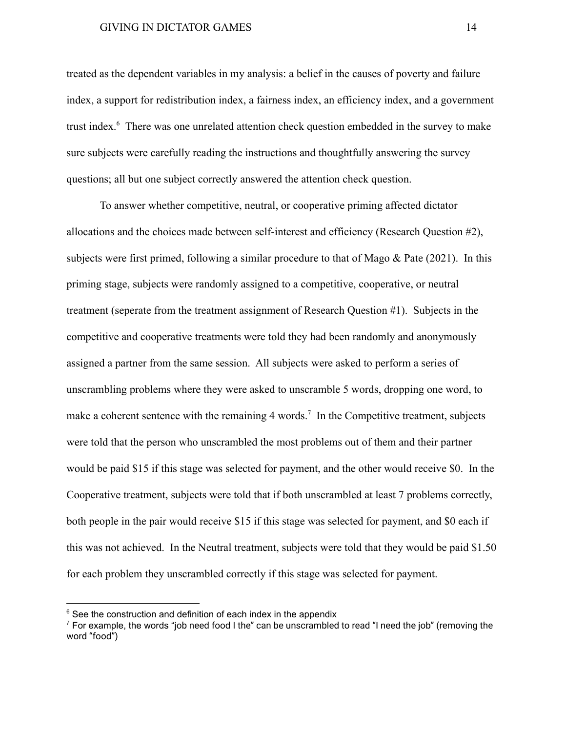treated as the dependent variables in my analysis: a belief in the causes of poverty and failure index, a support for redistribution index, a fairness index, an efficiency index, and a government trust index.[6] There was one unrelated attention check question embedded in the survey to make sure subjects were carefully reading the instructions and thoughtfully answering the survey questions; all but one subject correctly answered the attention check question.

To answer whether competitive, neutral, or cooperative priming affected dictator allocations and the choices made between self-interest and efficiency (Research Question #2), subjects were first primed, following a similar procedure to that of Mago & Pate (2021). In this priming stage, subjects were randomly assigned to a competitive, cooperative, or neutral treatment (seperate from the treatment assignment of Research Question #1). Subjects in the competitive and cooperative treatments were told they had been randomly and anonymously assigned a partner from the same session. All subjects were asked to perform a series of unscrambling problems where they were asked to unscramble 5 words, dropping one word, to make a coherent sentence with the remaining 4 words.[7] In the Competitive treatment, subjects were told that the person who unscrambled the most problems out of them and their partner would be paid $15 if this stage was selected for payment, and the other would receive $0. In the Cooperative treatment, subjects were told that if both unscrambled at least 7 problems correctly, both people in the pair would receive $15 if this stage was selected for payment, and $0 each if this was not achieved. In the Neutral treatment, subjects were told that they would be paid $1.50 for each problem they unscrambled correctly if this stage was selected for payment.

---

[6] See the construction and definition of each index in the appendix

[7] For example, the words "job need food I the" can be unscrambled to read "I need the job" (removing the word "food")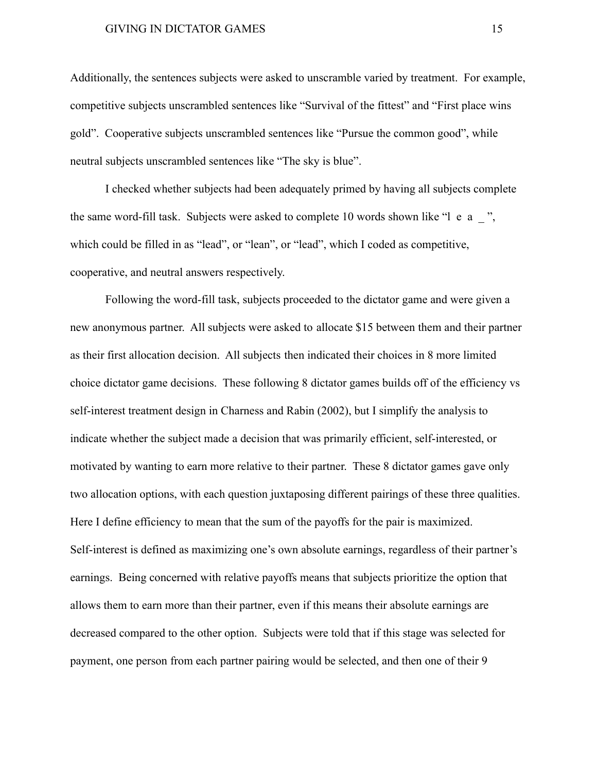Additionally, the sentences subjects were asked to unscramble varied by treatment. For example, competitive subjects unscrambled sentences like "Survival of the fittest" and "First place wins gold". Cooperative subjects unscrambled sentences like "Pursue the common good", while neutral subjects unscrambled sentences like "The sky is blue".

I checked whether subjects had been adequately primed by having all subjects complete the same word-fill task. Subjects were asked to complete 10 words shown like "l e a _ ", which could be filled in as "lead", or "lean", or "lead", which I coded as competitive, cooperative, and neutral answers respectively.

Following the word-fill task, subjects proceeded to the dictator game and were given a new anonymous partner. All subjects were asked to allocate $15 between them and their partner as their first allocation decision. All subjects then indicated their choices in 8 more limited choice dictator game decisions. These following 8 dictator games builds off of the efficiency vs self-interest treatment design in Charness and Rabin (2002), but I simplify the analysis to indicate whether the subject made a decision that was primarily efficient, self-interested, or motivated by wanting to earn more relative to their partner. These 8 dictator games gave only two allocation options, with each question juxtaposing different pairings of these three qualities. Here I define efficiency to mean that the sum of the payoffs for the pair is maximized. Self-interest is defined as maximizing one's own absolute earnings, regardless of their partner's earnings. Being concerned with relative payoffs means that subjects prioritize the option that allows them to earn more than their partner, even if this means their absolute earnings are decreased compared to the other option. Subjects were told that if this stage was selected for payment, one person from each partner pairing would be selected, and then one of their 9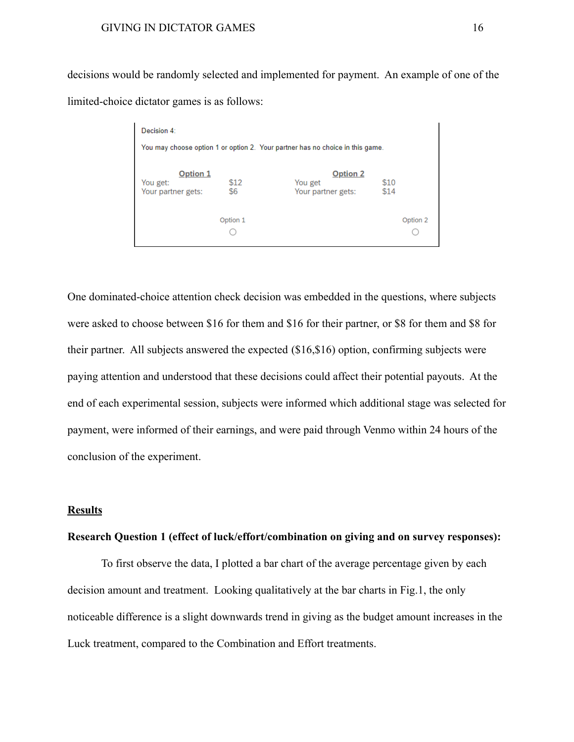decisions would be randomly selected and implemented for payment. An example of one of the limited-choice dictator games is as follows:

Decision 4:

You may choose option 1 or option 2. Your partner has no choice in this game.

| **Option 1** | | **Option 2** | |
|---|---|---|---|
| You get: | $12 | You get | $10 |
| Your partner gets: | $6 | Your partner gets: | $14 |

Option 1 ○ Option 2 ○

One dominated-choice attention check decision was embedded in the questions, where subjects were asked to choose between $16 for them and $16 for their partner, or $8 for them and $8 for their partner. All subjects answered the expected ($16,$16) option, confirming subjects were paying attention and understood that these decisions could affect their potential payouts. At the end of each experimental session, subjects were informed which additional stage was selected for payment, were informed of their earnings, and were paid through Venmo within 24 hours of the conclusion of the experiment.

## Results

### Research Question 1 (effect of luck/effort/combination on giving and on survey responses):

To first observe the data, I plotted a bar chart of the average percentage given by each decision amount and treatment. Looking qualitatively at the bar charts in Fig.1, the only noticeable difference is a slight downwards trend in giving as the budget amount increases in the Luck treatment, compared to the Combination and Effort treatments.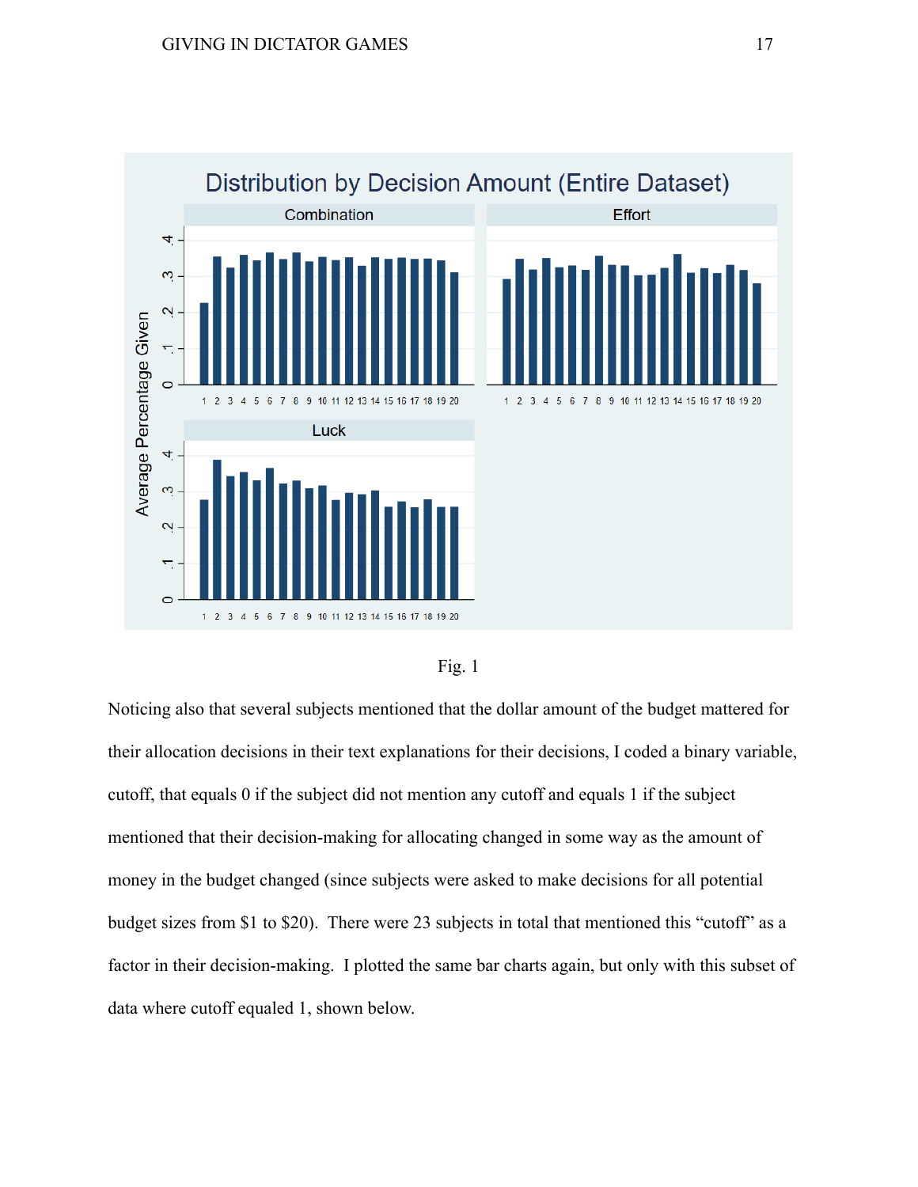Fig. 1

Noticing also that several subjects mentioned that the dollar amount of the budget mattered for their allocation decisions in their text explanations for their decisions, I coded a binary variable, cutoff, that equals 0 if the subject did not mention any cutoff and equals 1 if the subject mentioned that their decision-making for allocating changed in some way as the amount of money in the budget changed (since subjects were asked to make decisions for all potential budget sizes from $1 to $20). There were 23 subjects in total that mentioned this "cutoff" as a factor in their decision-making. I plotted the same bar charts again, but only with this subset of data where cutoff equaled 1, shown below.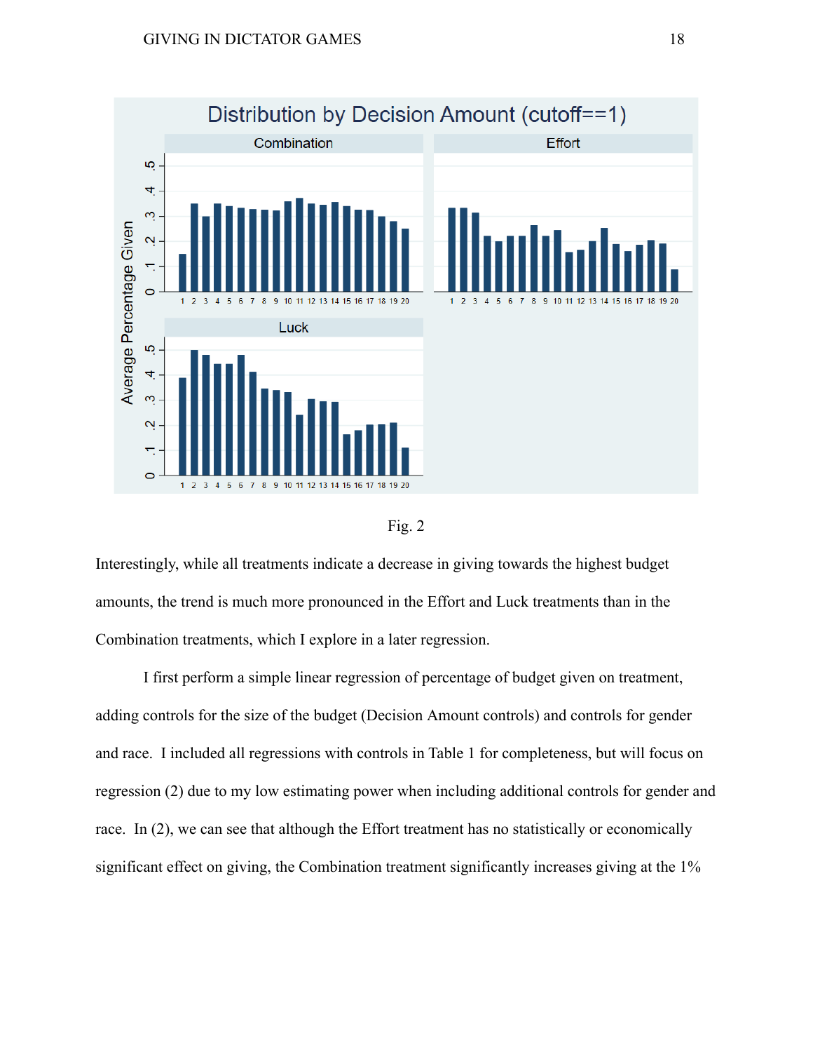Fig. 2

Interestingly, while all treatments indicate a decrease in giving towards the highest budget amounts, the trend is much more pronounced in the Effort and Luck treatments than in the Combination treatments, which I explore in a later regression.

I first perform a simple linear regression of percentage of budget given on treatment, adding controls for the size of the budget (Decision Amount controls) and controls for gender and race.  I included all regressions with controls in Table 1 for completeness, but will focus on regression (2) due to my low estimating power when including additional controls for gender and race.  In (2), we can see that although the Effort treatment has no statistically or economically significant effect on giving, the Combination treatment significantly increases giving at the 1%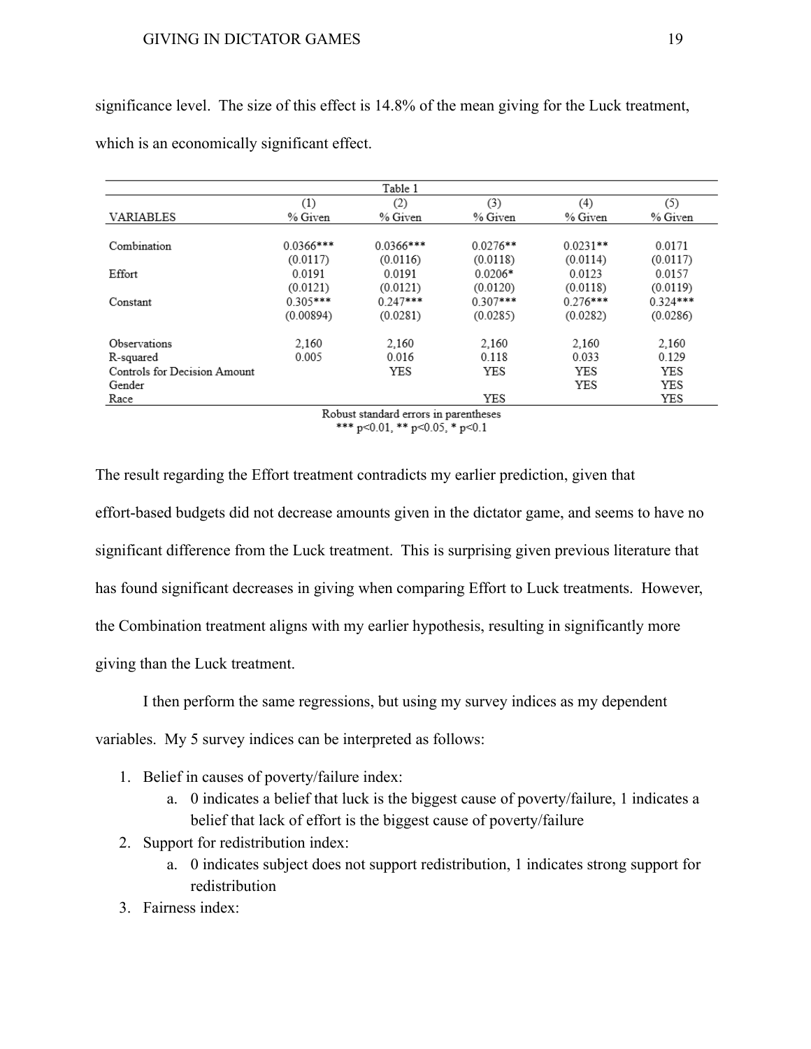significance level. The size of this effect is 14.8% of the mean giving for the Luck treatment, which is an economically significant effect.

Table 1

| VARIABLES | (1) % Given | (2) % Given | (3) % Given | (4) % Given | (5) % Given |
|---|---|---|---|---|---|
| Combination | 0.0366*** | 0.0366*** | 0.0276** | 0.0231** | 0.0171 |
| | (0.0117) | (0.0116) | (0.0118) | (0.0114) | (0.0117) |
| Effort | 0.0191 | 0.0191 | 0.0206* | 0.0123 | 0.0157 |
| | (0.0121) | (0.0121) | (0.0120) | (0.0118) | (0.0119) |
| Constant | 0.305*** | 0.247*** | 0.307*** | 0.276*** | 0.324*** |
| | (0.00894) | (0.0281) | (0.0285) | (0.0282) | (0.0286) |
| Observations | 2,160 | 2,160 | 2,160 | 2,160 | 2,160 |
| R-squared | 0.005 | 0.016 | 0.118 | 0.033 | 0.129 |
| Controls for Decision Amount | | YES | YES | YES | YES |
| Gender | | | | YES | YES |
| Race | | | YES | | YES |

Robust standard errors in parentheses
*** $p<0.01$, ** $p<0.05$, * $p<0.1$

The result regarding the Effort treatment contradicts my earlier prediction, given that effort-based budgets did not decrease amounts given in the dictator game, and seems to have no significant difference from the Luck treatment. This is surprising given previous literature that has found significant decreases in giving when comparing Effort to Luck treatments. However, the Combination treatment aligns with my earlier hypothesis, resulting in significantly more giving than the Luck treatment.

I then perform the same regressions, but using my survey indices as my dependent variables. My 5 survey indices can be interpreted as follows:

1. Belief in causes of poverty/failure index:
   a. 0 indicates a belief that luck is the biggest cause of poverty/failure, 1 indicates a belief that lack of effort is the biggest cause of poverty/failure
2. Support for redistribution index:
   a. 0 indicates subject does not support redistribution, 1 indicates strong support for redistribution
3. Fairness index: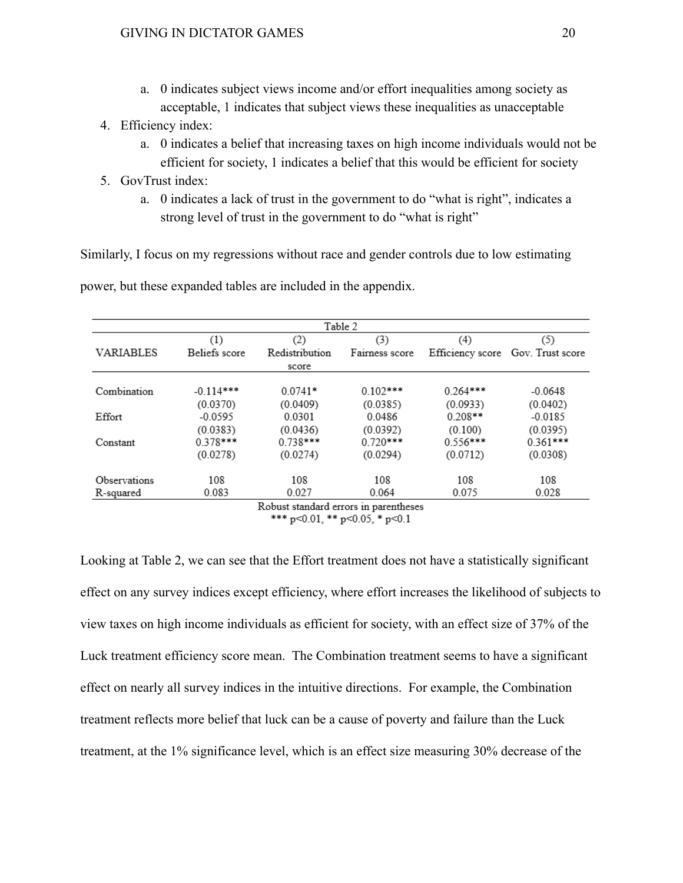a. 0 indicates subject views income and/or effort inequalities among society as acceptable, 1 indicates that subject views these inequalities as unacceptable
4. Efficiency index:
   a. 0 indicates a belief that increasing taxes on high income individuals would not be efficient for society, 1 indicates a belief that this would be efficient for society
5. GovTrust index:
   a. 0 indicates a lack of trust in the government to do "what is right", indicates a strong level of trust in the government to do "what is right"

Similarly, I focus on my regressions without race and gender controls due to low estimating power, but these expanded tables are included in the appendix.

Table 2

| VARIABLES | (1) Beliefs score | (2) Redistribution score | (3) Fairness score | (4) Efficiency score | (5) Gov. Trust score |
|---|---|---|---|---|---|
| Combination | -0.114*** | 0.0741* | 0.102*** | 0.264*** | -0.0648 |
| | (0.0370) | (0.0409) | (0.0385) | (0.0933) | (0.0402) |
| Effort | -0.0595 | 0.0301 | 0.0486 | 0.208** | -0.0185 |
| | (0.0383) | (0.0436) | (0.0392) | (0.100) | (0.0395) |
| Constant | 0.378*** | 0.738*** | 0.720*** | 0.556*** | 0.361*** |
| | (0.0278) | (0.0274) | (0.0294) | (0.0712) | (0.0308) |
| Observations | 108 | 108 | 108 | 108 | 108 |
| R-squared | 0.083 | 0.027 | 0.064 | 0.075 | 0.028 |

Robust standard errors in parentheses
*** p<0.01, ** p<0.05, * p<0.1

Looking at Table 2, we can see that the Effort treatment does not have a statistically significant effect on any survey indices except efficiency, where effort increases the likelihood of subjects to view taxes on high income individuals as efficient for society, with an effect size of 37% of the Luck treatment efficiency score mean. The Combination treatment seems to have a significant effect on nearly all survey indices in the intuitive directions. For example, the Combination treatment reflects more belief that luck can be a cause of poverty and failure than the Luck treatment, at the 1% significance level, which is an effect size measuring 30% decrease of the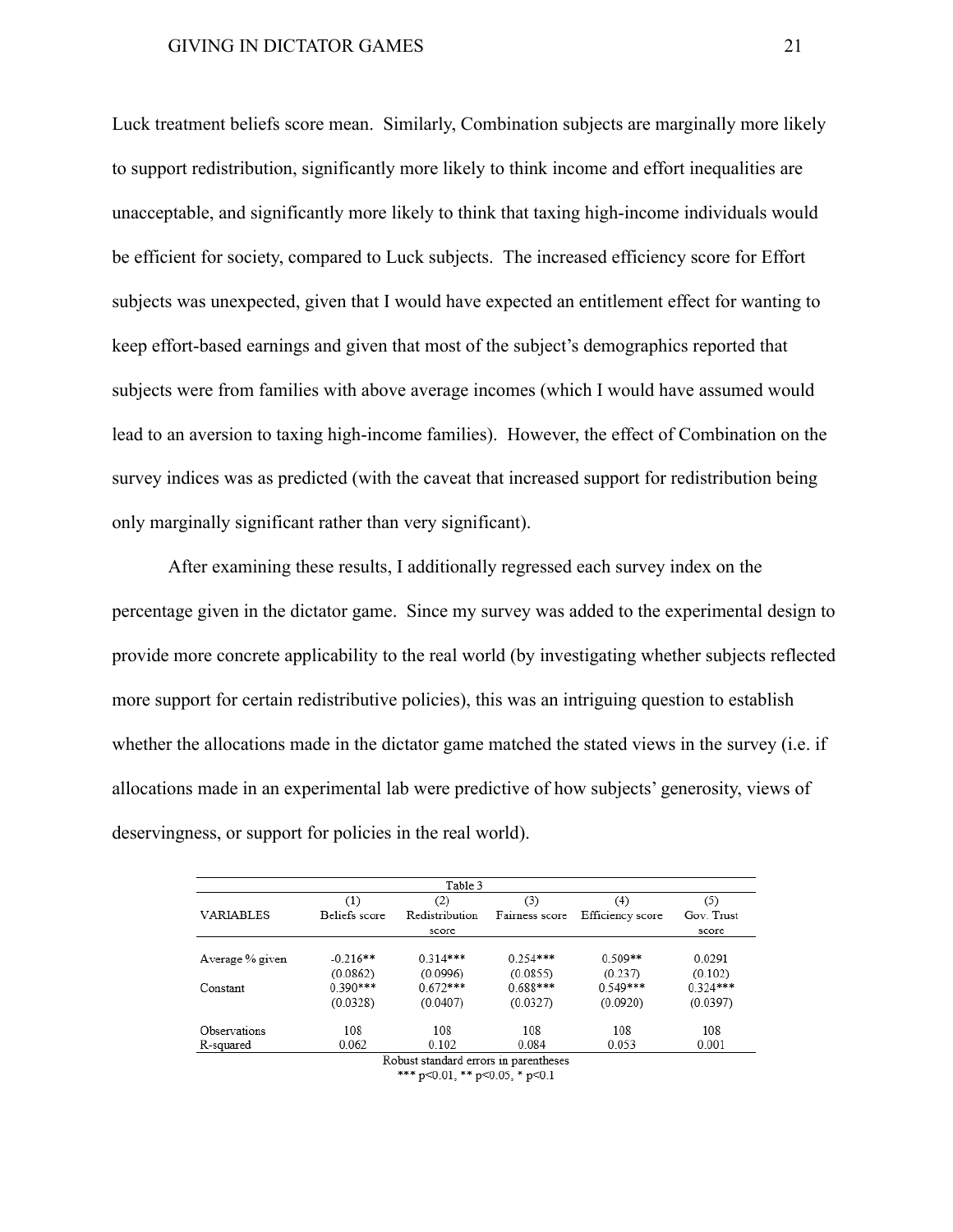Luck treatment beliefs score mean. Similarly, Combination subjects are marginally more likely to support redistribution, significantly more likely to think income and effort inequalities are unacceptable, and significantly more likely to think that taxing high-income individuals would be efficient for society, compared to Luck subjects. The increased efficiency score for Effort subjects was unexpected, given that I would have expected an entitlement effect for wanting to keep effort-based earnings and given that most of the subject's demographics reported that subjects were from families with above average incomes (which I would have assumed would lead to an aversion to taxing high-income families). However, the effect of Combination on the survey indices was as predicted (with the caveat that increased support for redistribution being only marginally significant rather than very significant).

After examining these results, I additionally regressed each survey index on the percentage given in the dictator game. Since my survey was added to the experimental design to provide more concrete applicability to the real world (by investigating whether subjects reflected more support for certain redistributive policies), this was an intriguing question to establish whether the allocations made in the dictator game matched the stated views in the survey (i.e. if allocations made in an experimental lab were predictive of how subjects' generosity, views of deservingness, or support for policies in the real world).

Table 3

| VARIABLES | (1) Beliefs score | (2) Redistribution score | (3) Fairness score | (4) Efficiency score | (5) Gov. Trust score |
|---|---|---|---|---|---|
| Average % given | -0.216** | 0.314*** | 0.254*** | 0.509** | 0.0291 |
| | (0.0862) | (0.0996) | (0.0855) | (0.237) | (0.102) |
| Constant | 0.390*** | 0.672*** | 0.688*** | 0.549*** | 0.324*** |
| | (0.0328) | (0.0407) | (0.0327) | (0.0920) | (0.0397) |
| Observations | 108 | 108 | 108 | 108 | 108 |
| R-squared | 0.062 | 0.102 | 0.084 | 0.053 | 0.001 |

Robust standard errors in parentheses
*** p<0.01, ** p<0.05, * p<0.1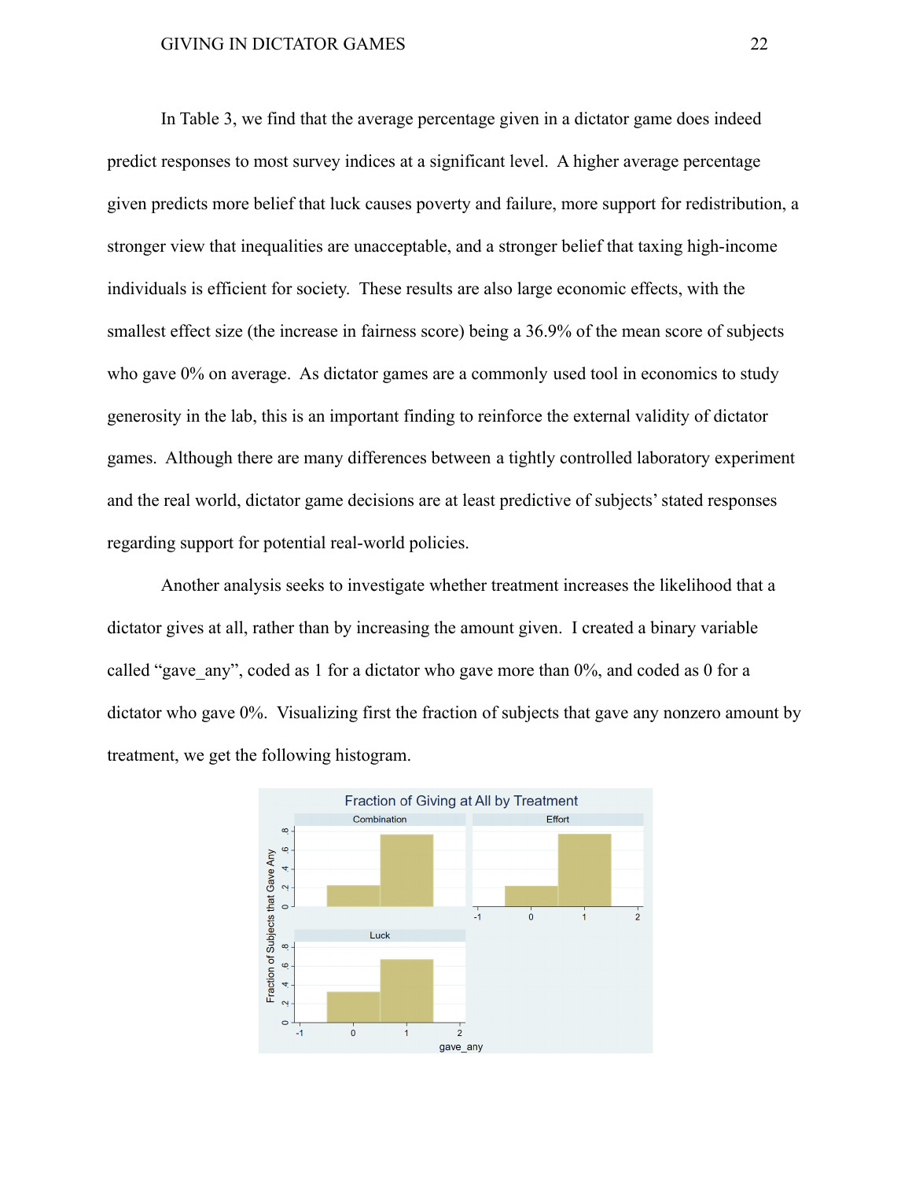In Table 3, we find that the average percentage given in a dictator game does indeed predict responses to most survey indices at a significant level. A higher average percentage given predicts more belief that luck causes poverty and failure, more support for redistribution, a stronger view that inequalities are unacceptable, and a stronger belief that taxing high-income individuals is efficient for society. These results are also large economic effects, with the smallest effect size (the increase in fairness score) being a 36.9% of the mean score of subjects who gave 0% on average. As dictator games are a commonly used tool in economics to study generosity in the lab, this is an important finding to reinforce the external validity of dictator games. Although there are many differences between a tightly controlled laboratory experiment and the real world, dictator game decisions are at least predictive of subjects' stated responses regarding support for potential real-world policies.

Another analysis seeks to investigate whether treatment increases the likelihood that a dictator gives at all, rather than by increasing the amount given. I created a binary variable called "gave_any", coded as 1 for a dictator who gave more than 0%, and coded as 0 for a dictator who gave 0%. Visualizing first the fraction of subjects that gave any nonzero amount by treatment, we get the following histogram.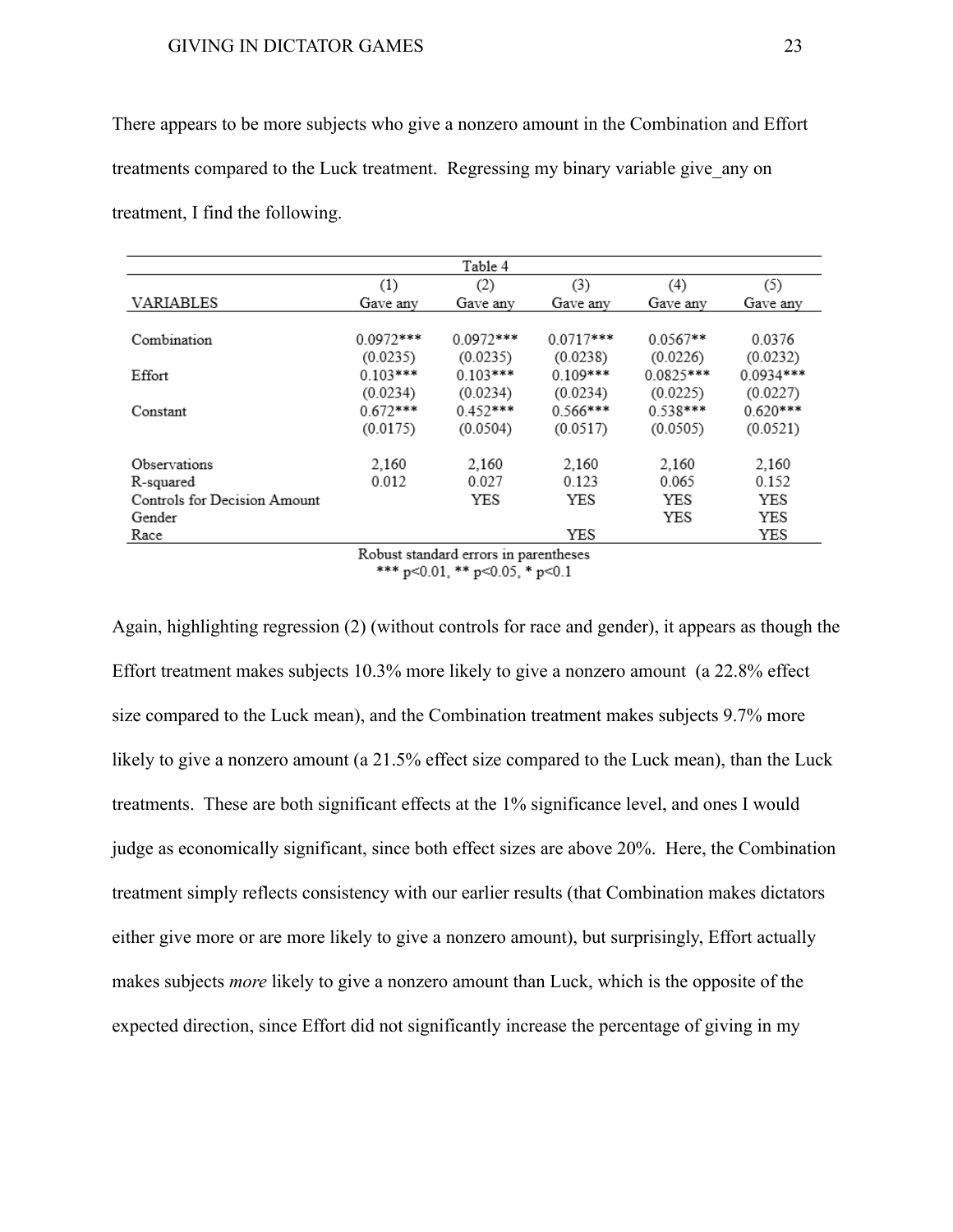There appears to be more subjects who give a nonzero amount in the Combination and Effort treatments compared to the Luck treatment. Regressing my binary variable give_any on treatment, I find the following.

| Table 4 | | | | | |
|---|---|---|---|---|---|
| | (1) | (2) | (3) | (4) | (5) |
| VARIABLES | Gave any | Gave any | Gave any | Gave any | Gave any |
| | | | | | |
| Combination | 0.0972*** | 0.0972*** | 0.0717*** | 0.0567** | 0.0376 |
| | (0.0235) | (0.0235) | (0.0238) | (0.0226) | (0.0232) |
| Effort | 0.103*** | 0.103*** | 0.109*** | 0.0825*** | 0.0934*** |
| | (0.0234) | (0.0234) | (0.0234) | (0.0225) | (0.0227) |
| Constant | 0.672*** | 0.452*** | 0.566*** | 0.538*** | 0.620*** |
| | (0.0175) | (0.0504) | (0.0517) | (0.0505) | (0.0521) |
| | | | | | |
| Observations | 2,160 | 2,160 | 2,160 | 2,160 | 2,160 |
| R-squared | 0.012 | 0.027 | 0.123 | 0.065 | 0.152 |
| Controls for Decision Amount | | YES | YES | YES | YES |
| Gender | | | | YES | YES |
| Race | | | YES | | YES |

Robust standard errors in parentheses
*** p<0.01, ** p<0.05, * p<0.1

Again, highlighting regression (2) (without controls for race and gender), it appears as though the Effort treatment makes subjects 10.3% more likely to give a nonzero amount (a 22.8% effect size compared to the Luck mean), and the Combination treatment makes subjects 9.7% more likely to give a nonzero amount (a 21.5% effect size compared to the Luck mean), than the Luck treatments. These are both significant effects at the 1% significance level, and ones I would judge as economically significant, since both effect sizes are above 20%. Here, the Combination treatment simply reflects consistency with our earlier results (that Combination makes dictators either give more or are more likely to give a nonzero amount), but surprisingly, Effort actually makes subjects *more* likely to give a nonzero amount than Luck, which is the opposite of the expected direction, since Effort did not significantly increase the percentage of giving in my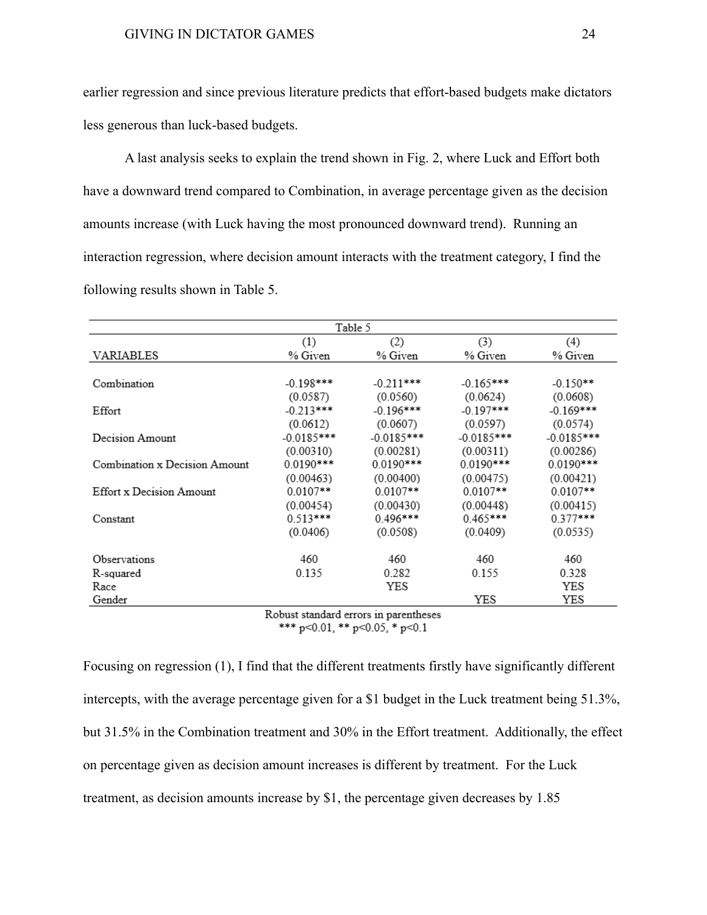earlier regression and since previous literature predicts that effort-based budgets make dictators less generous than luck-based budgets.

A last analysis seeks to explain the trend shown in Fig. 2, where Luck and Effort both have a downward trend compared to Combination, in average percentage given as the decision amounts increase (with Luck having the most pronounced downward trend). Running an interaction regression, where decision amount interacts with the treatment category, I find the following results shown in Table 5.

Table 5

| VARIABLES | (1) % Given | (2) % Given | (3) % Given | (4) % Given |
|---|---|---|---|---|
| Combination | -0.198*** | -0.211*** | -0.165*** | -0.150** |
| | (0.0587) | (0.0560) | (0.0624) | (0.0608) |
| Effort | -0.213*** | -0.196*** | -0.197*** | -0.169*** |
| | (0.0612) | (0.0607) | (0.0597) | (0.0574) |
| Decision Amount | -0.0185*** | -0.0185*** | -0.0185*** | -0.0185*** |
| | (0.00310) | (0.00281) | (0.00311) | (0.00286) |
| Combination x Decision Amount | 0.0190*** | 0.0190*** | 0.0190*** | 0.0190*** |
| | (0.00463) | (0.00400) | (0.00475) | (0.00421) |
| Effort x Decision Amount | 0.0107** | 0.0107** | 0.0107** | 0.0107** |
| | (0.00454) | (0.00430) | (0.00448) | (0.00415) |
| Constant | 0.513*** | 0.496*** | 0.465*** | 0.377*** |
| | (0.0406) | (0.0508) | (0.0409) | (0.0535) |
| Observations | 460 | 460 | 460 | 460 |
| R-squared | 0.135 | 0.282 | 0.155 | 0.328 |
| Race | | YES | | YES |
| Gender | | | YES | YES |

Robust standard errors in parentheses
*** p<0.01, ** p<0.05, * p<0.1

Focusing on regression (1), I find that the different treatments firstly have significantly different intercepts, with the average percentage given for a $1 budget in the Luck treatment being 51.3%, but 31.5% in the Combination treatment and 30% in the Effort treatment. Additionally, the effect on percentage given as decision amount increases is different by treatment. For the Luck treatment, as decision amounts increase by $1, the percentage given decreases by 1.85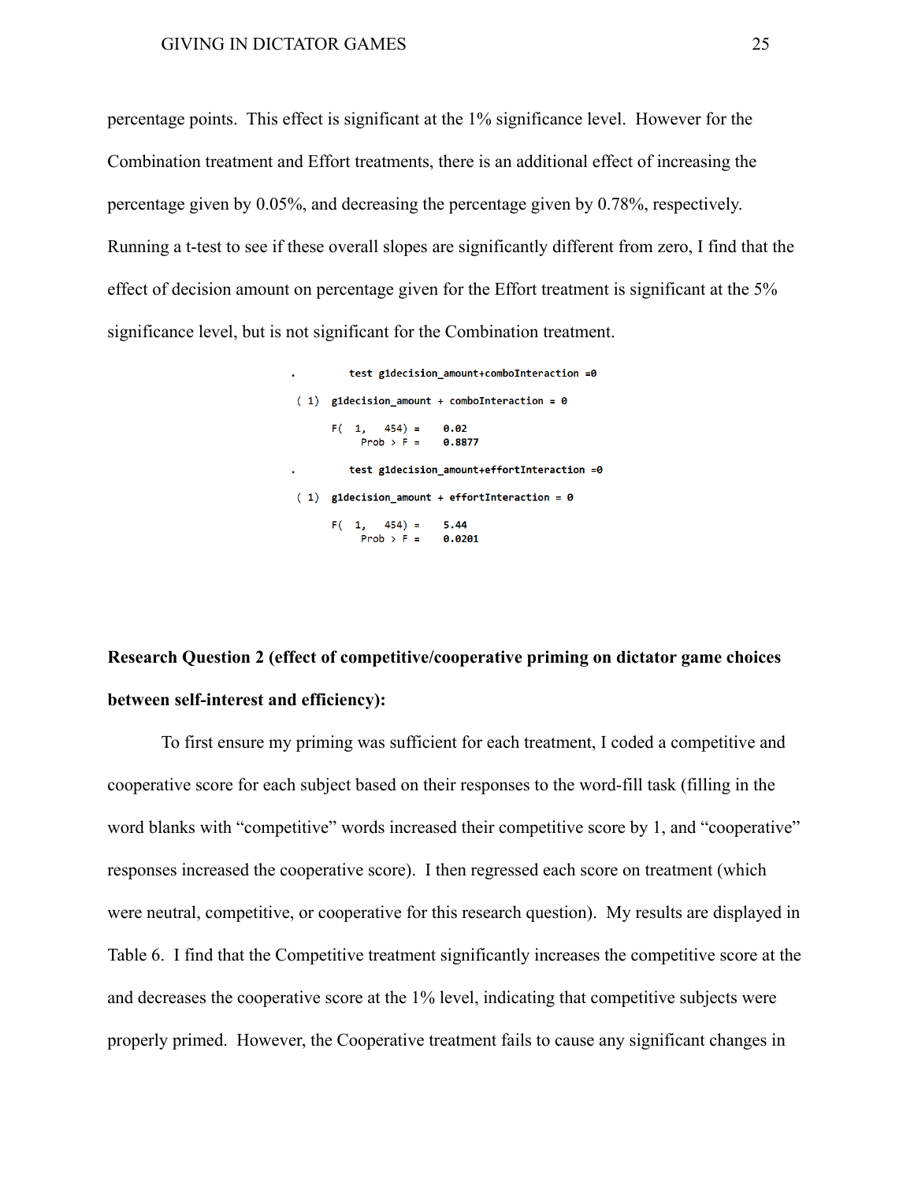percentage points. This effect is significant at the 1% significance level. However for the Combination treatment and Effort treatments, there is an additional effect of increasing the percentage given by 0.05%, and decreasing the percentage given by 0.78%, respectively. Running a t-test to see if these overall slopes are significantly different from zero, I find that the effect of decision amount on percentage given for the Effort treatment is significant at the 5% significance level, but is not significant for the Combination treatment.

```
.       test g1decision_amount+comboInteraction =0

 ( 1)  g1decision_amount + comboInteraction = 0

       F(  1,   454) =    0.02
            Prob > F =    0.8877

.       test g1decision_amount+effortInteraction =0

 ( 1)  g1decision_amount + effortInteraction = 0

       F(  1,   454) =    5.44
            Prob > F =    0.0201
```

**Research Question 2 (effect of competitive/cooperative priming on dictator game choices between self-interest and efficiency):**

To first ensure my priming was sufficient for each treatment, I coded a competitive and cooperative score for each subject based on their responses to the word-fill task (filling in the word blanks with "competitive" words increased their competitive score by 1, and "cooperative" responses increased the cooperative score). I then regressed each score on treatment (which were neutral, competitive, or cooperative for this research question). My results are displayed in Table 6. I find that the Competitive treatment significantly increases the competitive score at the and decreases the cooperative score at the 1% level, indicating that competitive subjects were properly primed. However, the Cooperative treatment fails to cause any significant changes in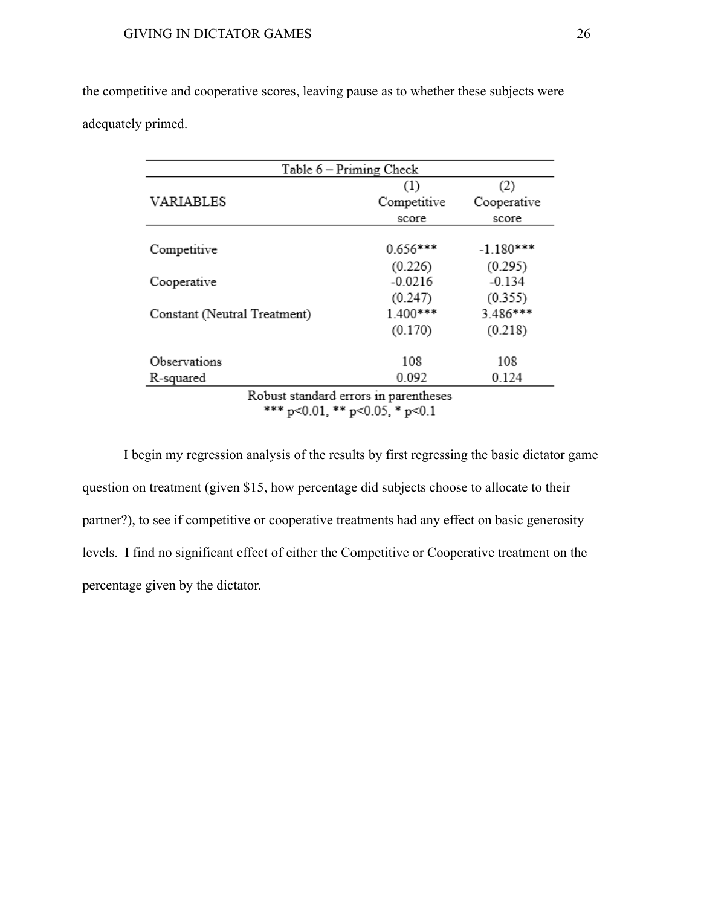the competitive and cooperative scores, leaving pause as to whether these subjects were adequately primed.

Table 6 – Priming Check

| VARIABLES | (1) Competitive score | (2) Cooperative score |
|---|---|---|
| Competitive | 0.656*** | -1.180*** |
| | (0.226) | (0.295) |
| Cooperative | -0.0216 | -0.134 |
| | (0.247) | (0.355) |
| Constant (Neutral Treatment) | 1.400*** | 3.486*** |
| | (0.170) | (0.218) |
| Observations | 108 | 108 |
| R-squared | 0.092 | 0.124 |

Robust standard errors in parentheses
*** p<0.01, ** p<0.05, * p<0.1

I begin my regression analysis of the results by first regressing the basic dictator game question on treatment (given $15, how percentage did subjects choose to allocate to their partner?), to see if competitive or cooperative treatments had any effect on basic generosity levels. I find no significant effect of either the Competitive or Cooperative treatment on the percentage given by the dictator.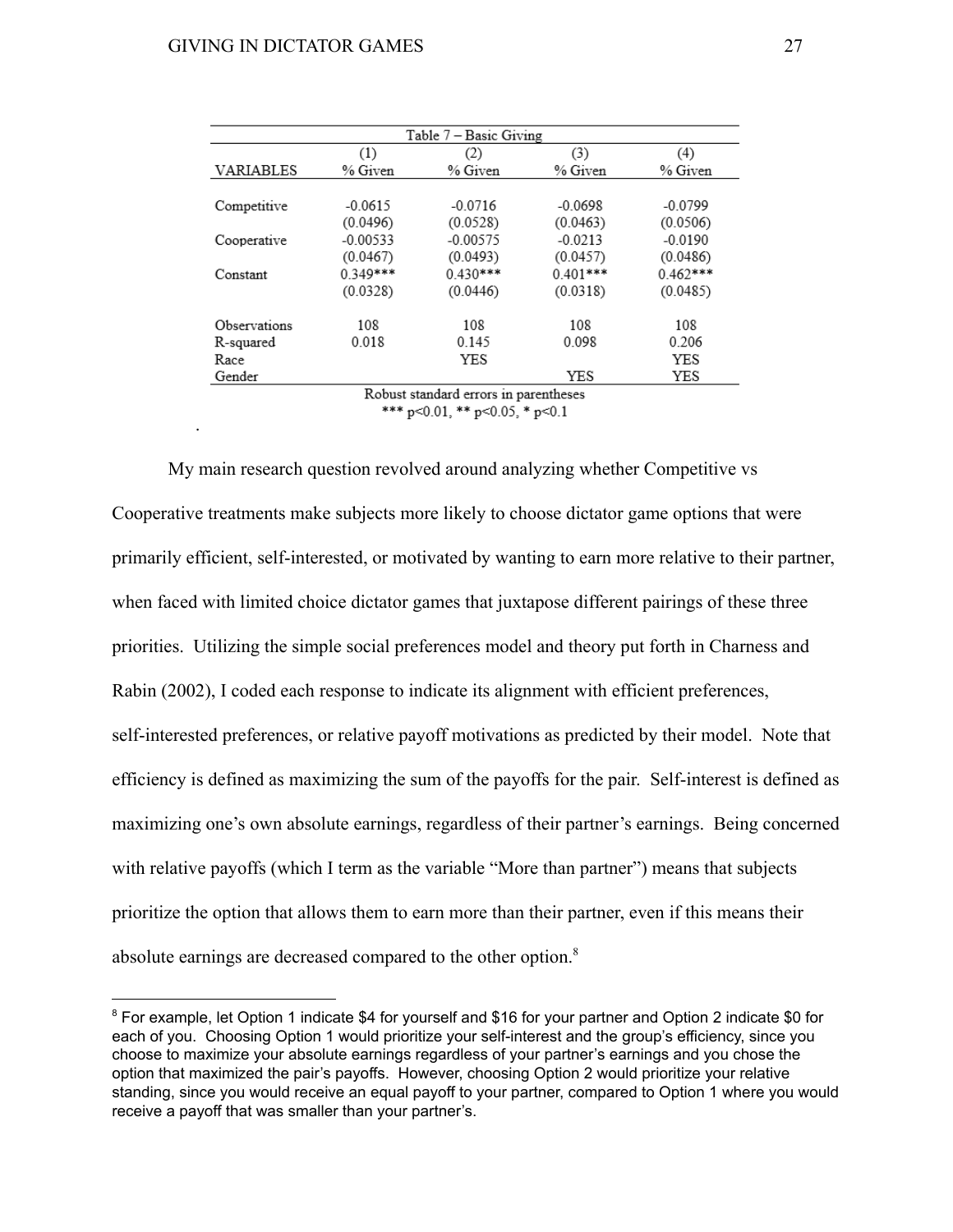Table 7 – Basic Giving

| VARIABLES | (1) % Given | (2) % Given | (3) % Given | (4) % Given |
|---|---|---|---|---|
| Competitive | -0.0615 | -0.0716 | -0.0698 | -0.0799 |
| | (0.0496) | (0.0528) | (0.0463) | (0.0506) |
| Cooperative | -0.00533 | -0.00575 | -0.0213 | -0.0190 |
| | (0.0467) | (0.0493) | (0.0457) | (0.0486) |
| Constant | 0.349*** | 0.430*** | 0.401*** | 0.462*** |
| | (0.0328) | (0.0446) | (0.0318) | (0.0485) |
| Observations | 108 | 108 | 108 | 108 |
| R-squared | 0.018 | 0.145 | 0.098 | 0.206 |
| Race | | YES | | YES |
| Gender | | | YES | YES |

Robust standard errors in parentheses
*** p<0.01, ** p<0.05, * p<0.1

My main research question revolved around analyzing whether Competitive vs Cooperative treatments make subjects more likely to choose dictator game options that were primarily efficient, self-interested, or motivated by wanting to earn more relative to their partner, when faced with limited choice dictator games that juxtapose different pairings of these three priorities. Utilizing the simple social preferences model and theory put forth in Charness and Rabin (2002), I coded each response to indicate its alignment with efficient preferences, self-interested preferences, or relative payoff motivations as predicted by their model. Note that efficiency is defined as maximizing the sum of the payoffs for the pair. Self-interest is defined as maximizing one's own absolute earnings, regardless of their partner's earnings. Being concerned with relative payoffs (which I term as the variable "More than partner") means that subjects prioritize the option that allows them to earn more than their partner, even if this means their absolute earnings are decreased compared to the other option.[8]

[8] For example, let Option 1 indicate $4 for yourself and $16 for your partner and Option 2 indicate $0 for each of you. Choosing Option 1 would prioritize your self-interest and the group's efficiency, since you choose to maximize your absolute earnings regardless of your partner's earnings and you chose the option that maximized the pair's payoffs. However, choosing Option 2 would prioritize your relative standing, since you would receive an equal payoff to your partner, compared to Option 1 where you would receive a payoff that was smaller than your partner's.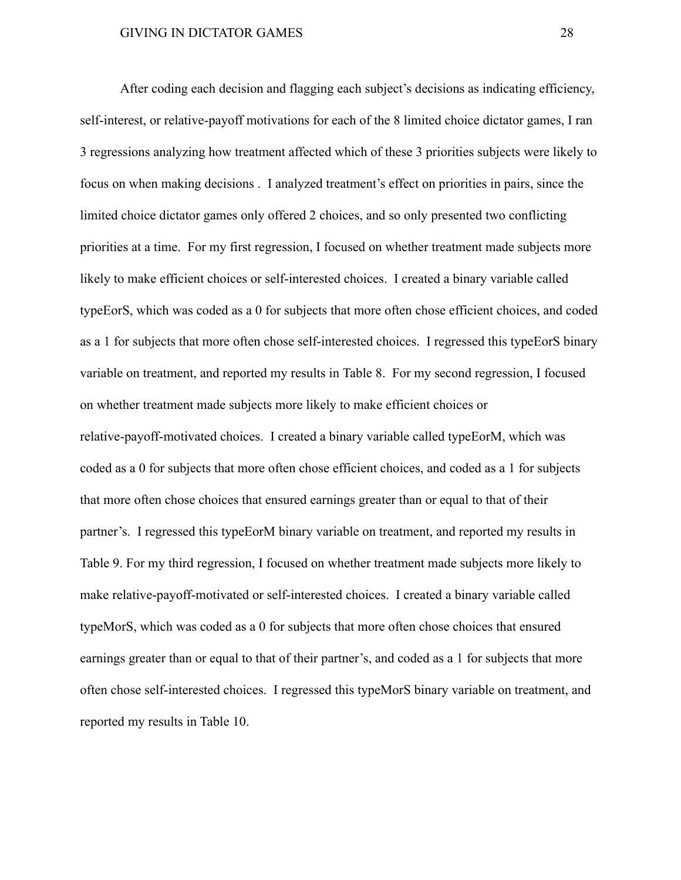After coding each decision and flagging each subject's decisions as indicating efficiency, self-interest, or relative-payoff motivations for each of the 8 limited choice dictator games, I ran 3 regressions analyzing how treatment affected which of these 3 priorities subjects were likely to focus on when making decisions . I analyzed treatment's effect on priorities in pairs, since the limited choice dictator games only offered 2 choices, and so only presented two conflicting priorities at a time. For my first regression, I focused on whether treatment made subjects more likely to make efficient choices or self-interested choices. I created a binary variable called typeEorS, which was coded as a 0 for subjects that more often chose efficient choices, and coded as a 1 for subjects that more often chose self-interested choices. I regressed this typeEorS binary variable on treatment, and reported my results in Table 8. For my second regression, I focused on whether treatment made subjects more likely to make efficient choices or relative-payoff-motivated choices. I created a binary variable called typeEorM, which was coded as a 0 for subjects that more often chose efficient choices, and coded as a 1 for subjects that more often chose choices that ensured earnings greater than or equal to that of their partner's. I regressed this typeEorM binary variable on treatment, and reported my results in Table 9. For my third regression, I focused on whether treatment made subjects more likely to make relative-payoff-motivated or self-interested choices. I created a binary variable called typeMorS, which was coded as a 0 for subjects that more often chose choices that ensured earnings greater than or equal to that of their partner's, and coded as a 1 for subjects that more often chose self-interested choices. I regressed this typeMorS binary variable on treatment, and reported my results in Table 10.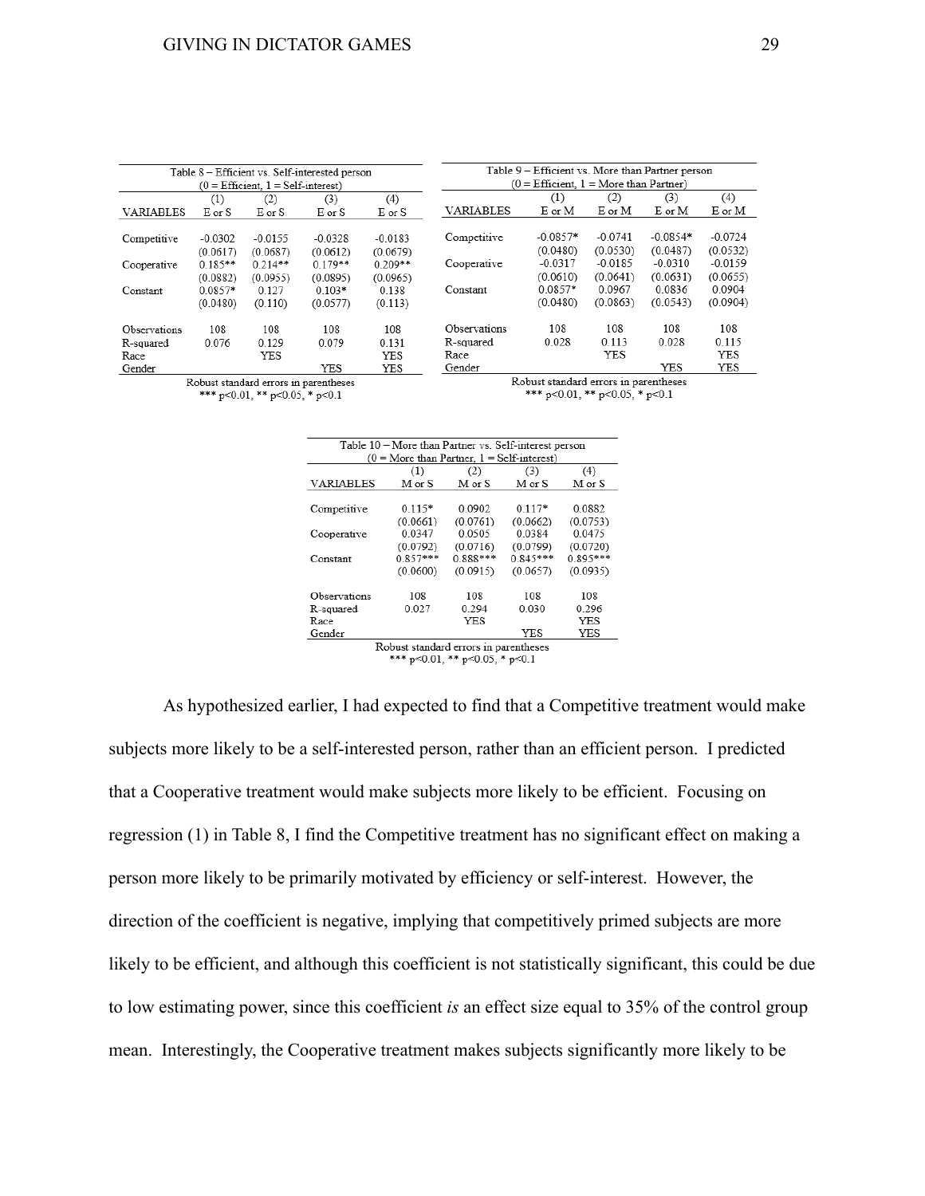Table 8 – Efficient vs. Self-interested person
(0 = Efficient, 1 = Self-interest)

| VARIABLES | (1) E or S | (2) E or S | (3) E or S | (4) E or S |
|---|---|---|---|---|
| Competitive | -0.0302 | -0.0155 | -0.0328 | -0.0183 |
| | (0.0617) | (0.0687) | (0.0612) | (0.0679) |
| Cooperative | 0.185** | 0.214** | 0.179** | 0.209** |
| | (0.0882) | (0.0955) | (0.0895) | (0.0965) |
| Constant | 0.0857* | 0.127 | 0.103* | 0.138 |
| | (0.0480) | (0.110) | (0.0577) | (0.113) |
| Observations | 108 | 108 | 108 | 108 |
| R-squared | 0.076 | 0.129 | 0.079 | 0.131 |
| Race | | YES | | YES |
| Gender | | | YES | YES |

Robust standard errors in parentheses
*** p<0.01, ** p<0.05, * p<0.1

Table 9 – Efficient vs. More than Partner person
(0 = Efficient, 1 = More than Partner)

| VARIABLES | (1) E or M | (2) E or M | (3) E or M | (4) E or M |
|---|---|---|---|---|
| Competitive | -0.0857* | -0.0741 | -0.0854* | -0.0724 |
| | (0.0480) | (0.0530) | (0.0487) | (0.0532) |
| Cooperative | -0.0317 | -0.0185 | -0.0310 | -0.0159 |
| | (0.0610) | (0.0641) | (0.0631) | (0.0655) |
| Constant | 0.0857* | 0.0967 | 0.0836 | 0.0904 |
| | (0.0480) | (0.0863) | (0.0543) | (0.0904) |
| Observations | 108 | 108 | 108 | 108 |
| R-squared | 0.028 | 0.113 | 0.028 | 0.115 |
| Race | | YES | | YES |
| Gender | | | YES | YES |

Robust standard errors in parentheses
*** p<0.01, ** p<0.05, * p<0.1

Table 10 – More than Partner vs. Self-interest person
(0 = More than Partner, 1 = Self-interest)

| VARIABLES | (1) M or S | (2) M or S | (3) M or S | (4) M or S |
|---|---|---|---|---|
| Competitive | 0.115* | 0.0902 | 0.117* | 0.0882 |
| | (0.0661) | (0.0761) | (0.0662) | (0.0753) |
| Cooperative | 0.0347 | 0.0505 | 0.0384 | 0.0475 |
| | (0.0792) | (0.0716) | (0.0799) | (0.0720) |
| Constant | 0.857*** | 0.888*** | 0.845*** | 0.895*** |
| | (0.0600) | (0.0915) | (0.0657) | (0.0935) |
| Observations | 108 | 108 | 108 | 108 |
| R-squared | 0.027 | 0.294 | 0.030 | 0.296 |
| Race | | YES | | YES |
| Gender | | | YES | YES |

Robust standard errors in parentheses
*** p<0.01, ** p<0.05, * p<0.1

As hypothesized earlier, I had expected to find that a Competitive treatment would make subjects more likely to be a self-interested person, rather than an efficient person. I predicted that a Cooperative treatment would make subjects more likely to be efficient. Focusing on regression (1) in Table 8, I find the Competitive treatment has no significant effect on making a person more likely to be primarily motivated by efficiency or self-interest. However, the direction of the coefficient is negative, implying that competitively primed subjects are more likely to be efficient, and although this coefficient is not statistically significant, this could be due to low estimating power, since this coefficient *is* an effect size equal to 35% of the control group mean. Interestingly, the Cooperative treatment makes subjects significantly more likely to be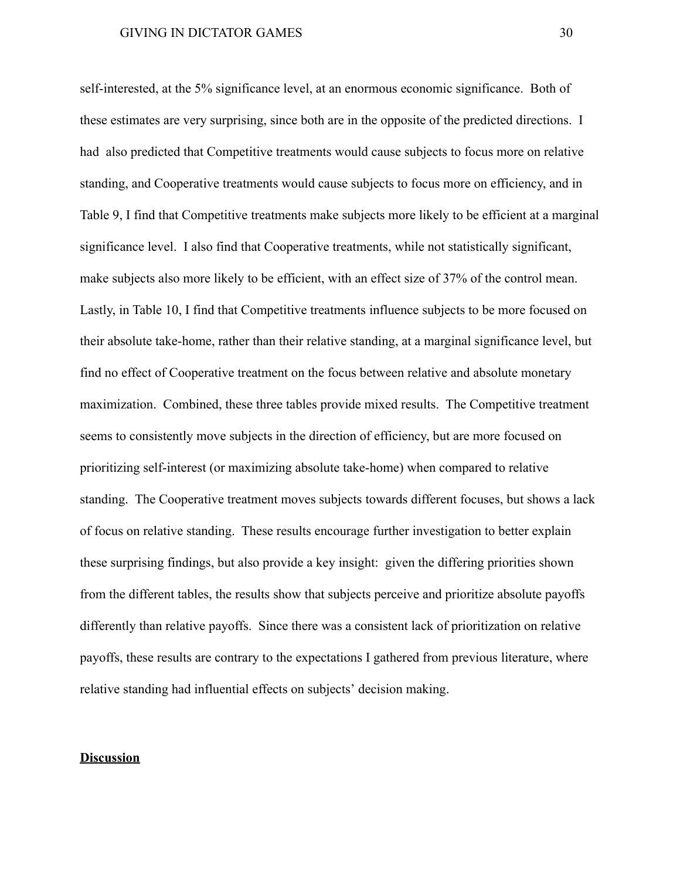self-interested, at the 5% significance level, at an enormous economic significance. Both of these estimates are very surprising, since both are in the opposite of the predicted directions. I had also predicted that Competitive treatments would cause subjects to focus more on relative standing, and Cooperative treatments would cause subjects to focus more on efficiency, and in Table 9, I find that Competitive treatments make subjects more likely to be efficient at a marginal significance level. I also find that Cooperative treatments, while not statistically significant, make subjects also more likely to be efficient, with an effect size of 37% of the control mean. Lastly, in Table 10, I find that Competitive treatments influence subjects to be more focused on their absolute take-home, rather than their relative standing, at a marginal significance level, but find no effect of Cooperative treatment on the focus between relative and absolute monetary maximization. Combined, these three tables provide mixed results. The Competitive treatment seems to consistently move subjects in the direction of efficiency, but are more focused on prioritizing self-interest (or maximizing absolute take-home) when compared to relative standing. The Cooperative treatment moves subjects towards different focuses, but shows a lack of focus on relative standing. These results encourage further investigation to better explain these surprising findings, but also provide a key insight: given the differing priorities shown from the different tables, the results show that subjects perceive and prioritize absolute payoffs differently than relative payoffs. Since there was a consistent lack of prioritization on relative payoffs, these results are contrary to the expectations I gathered from previous literature, where relative standing had influential effects on subjects' decision making.

## <u>Discussion</u>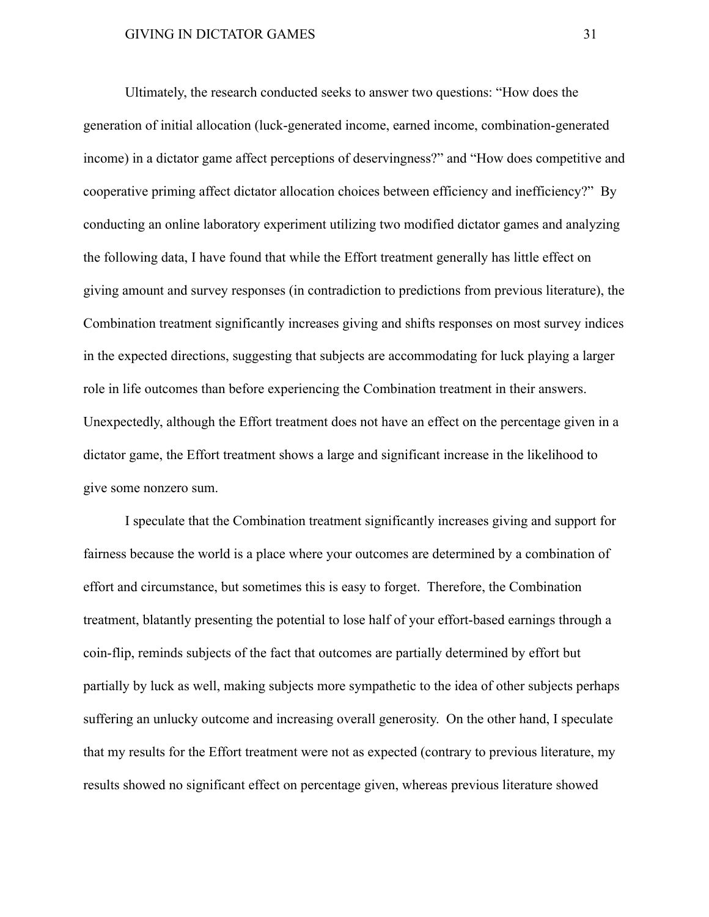Ultimately, the research conducted seeks to answer two questions: "How does the generation of initial allocation (luck-generated income, earned income, combination-generated income) in a dictator game affect perceptions of deservingness?" and "How does competitive and cooperative priming affect dictator allocation choices between efficiency and inefficiency?" By conducting an online laboratory experiment utilizing two modified dictator games and analyzing the following data, I have found that while the Effort treatment generally has little effect on giving amount and survey responses (in contradiction to predictions from previous literature), the Combination treatment significantly increases giving and shifts responses on most survey indices in the expected directions, suggesting that subjects are accommodating for luck playing a larger role in life outcomes than before experiencing the Combination treatment in their answers. Unexpectedly, although the Effort treatment does not have an effect on the percentage given in a dictator game, the Effort treatment shows a large and significant increase in the likelihood to give some nonzero sum.

I speculate that the Combination treatment significantly increases giving and support for fairness because the world is a place where your outcomes are determined by a combination of effort and circumstance, but sometimes this is easy to forget. Therefore, the Combination treatment, blatantly presenting the potential to lose half of your effort-based earnings through a coin-flip, reminds subjects of the fact that outcomes are partially determined by effort but partially by luck as well, making subjects more sympathetic to the idea of other subjects perhaps suffering an unlucky outcome and increasing overall generosity. On the other hand, I speculate that my results for the Effort treatment were not as expected (contrary to previous literature, my results showed no significant effect on percentage given, whereas previous literature showed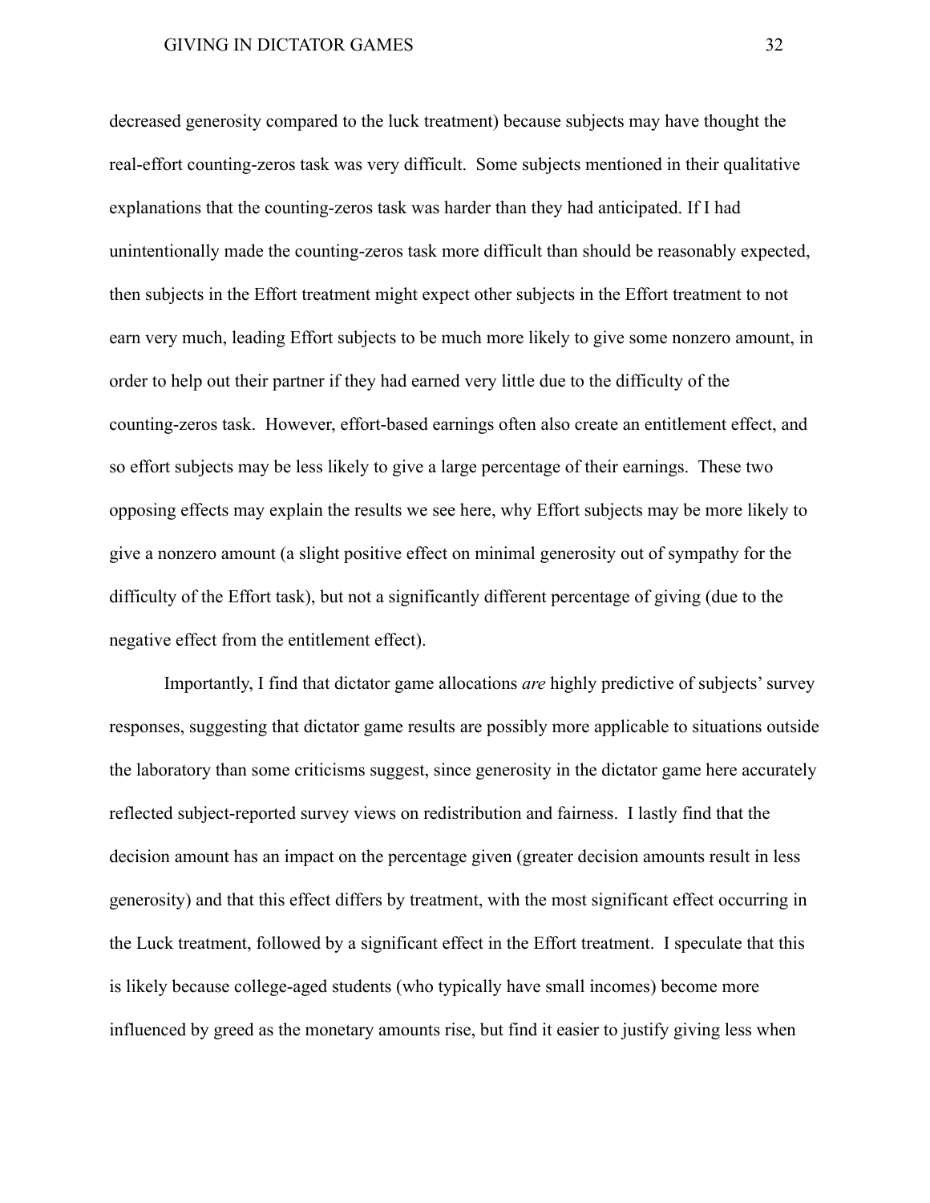decreased generosity compared to the luck treatment) because subjects may have thought the real-effort counting-zeros task was very difficult. Some subjects mentioned in their qualitative explanations that the counting-zeros task was harder than they had anticipated. If I had unintentionally made the counting-zeros task more difficult than should be reasonably expected, then subjects in the Effort treatment might expect other subjects in the Effort treatment to not earn very much, leading Effort subjects to be much more likely to give some nonzero amount, in order to help out their partner if they had earned very little due to the difficulty of the counting-zeros task. However, effort-based earnings often also create an entitlement effect, and so effort subjects may be less likely to give a large percentage of their earnings. These two opposing effects may explain the results we see here, why Effort subjects may be more likely to give a nonzero amount (a slight positive effect on minimal generosity out of sympathy for the difficulty of the Effort task), but not a significantly different percentage of giving (due to the negative effect from the entitlement effect).

Importantly, I find that dictator game allocations *are* highly predictive of subjects' survey responses, suggesting that dictator game results are possibly more applicable to situations outside the laboratory than some criticisms suggest, since generosity in the dictator game here accurately reflected subject-reported survey views on redistribution and fairness. I lastly find that the decision amount has an impact on the percentage given (greater decision amounts result in less generosity) and that this effect differs by treatment, with the most significant effect occurring in the Luck treatment, followed by a significant effect in the Effort treatment. I speculate that this is likely because college-aged students (who typically have small incomes) become more influenced by greed as the monetary amounts rise, but find it easier to justify giving less when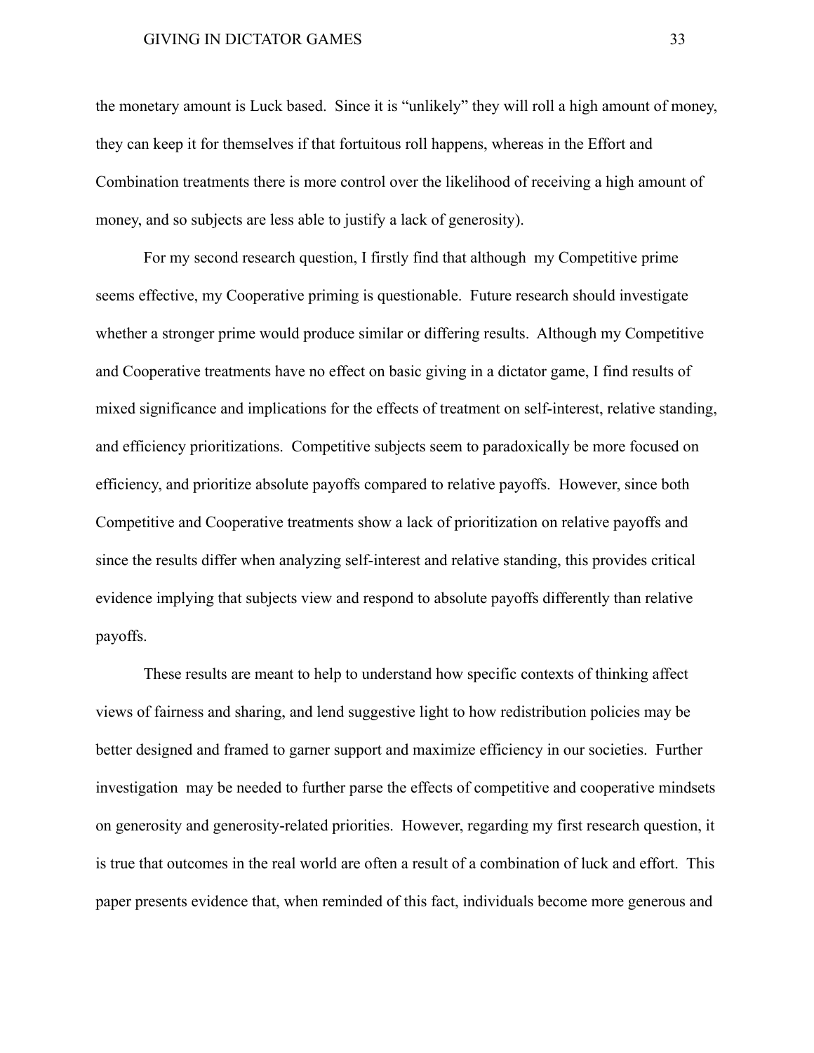the monetary amount is Luck based. Since it is "unlikely" they will roll a high amount of money, they can keep it for themselves if that fortuitous roll happens, whereas in the Effort and Combination treatments there is more control over the likelihood of receiving a high amount of money, and so subjects are less able to justify a lack of generosity).

For my second research question, I firstly find that although my Competitive prime seems effective, my Cooperative priming is questionable. Future research should investigate whether a stronger prime would produce similar or differing results. Although my Competitive and Cooperative treatments have no effect on basic giving in a dictator game, I find results of mixed significance and implications for the effects of treatment on self-interest, relative standing, and efficiency prioritizations. Competitive subjects seem to paradoxically be more focused on efficiency, and prioritize absolute payoffs compared to relative payoffs. However, since both Competitive and Cooperative treatments show a lack of prioritization on relative payoffs and since the results differ when analyzing self-interest and relative standing, this provides critical evidence implying that subjects view and respond to absolute payoffs differently than relative payoffs.

These results are meant to help to understand how specific contexts of thinking affect views of fairness and sharing, and lend suggestive light to how redistribution policies may be better designed and framed to garner support and maximize efficiency in our societies. Further investigation may be needed to further parse the effects of competitive and cooperative mindsets on generosity and generosity-related priorities. However, regarding my first research question, it is true that outcomes in the real world are often a result of a combination of luck and effort. This paper presents evidence that, when reminded of this fact, individuals become more generous and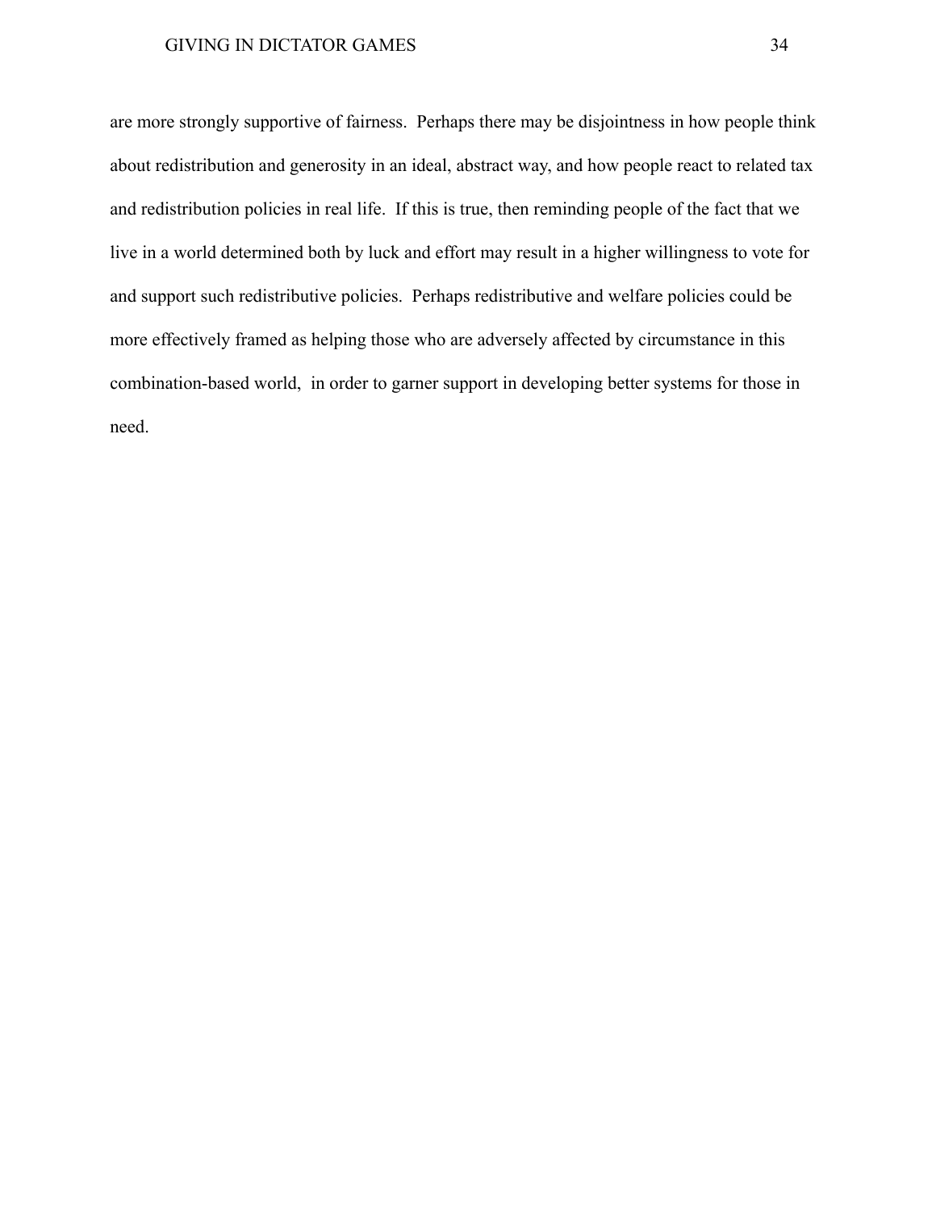are more strongly supportive of fairness.  Perhaps there may be disjointness in how people think about redistribution and generosity in an ideal, abstract way, and how people react to related tax and redistribution policies in real life.  If this is true, then reminding people of the fact that we live in a world determined both by luck and effort may result in a higher willingness to vote for and support such redistributive policies.  Perhaps redistributive and welfare policies could be more effectively framed as helping those who are adversely affected by circumstance in this combination-based world,  in order to garner support in developing better systems for those in need.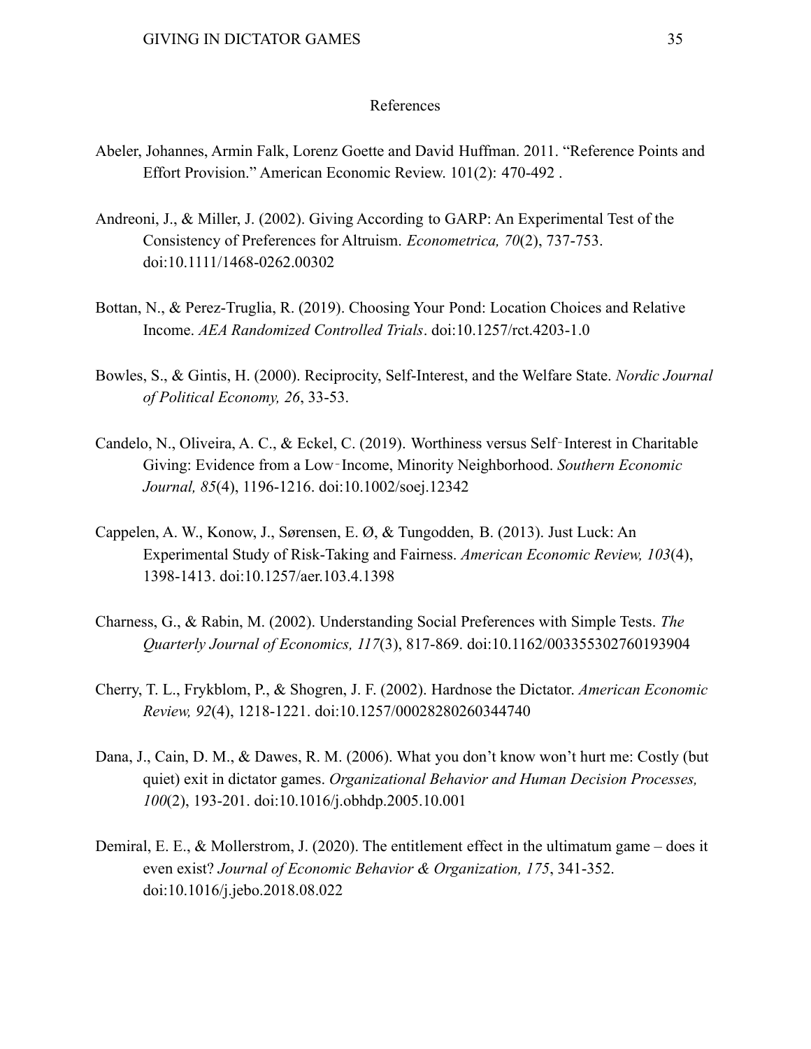# References

Abeler, Johannes, Armin Falk, Lorenz Goette and David Huffman. 2011. "Reference Points and Effort Provision." American Economic Review. 101(2): 470-492 .

Andreoni, J., & Miller, J. (2002). Giving According to GARP: An Experimental Test of the Consistency of Preferences for Altruism. *Econometrica, 70*(2), 737-753. doi:10.1111/1468-0262.00302

Bottan, N., & Perez-Truglia, R. (2019). Choosing Your Pond: Location Choices and Relative Income. *AEA Randomized Controlled Trials*. doi:10.1257/rct.4203-1.0

Bowles, S., & Gintis, H. (2000). Reciprocity, Self-Interest, and the Welfare State. *Nordic Journal of Political Economy, 26*, 33-53.

Candelo, N., Oliveira, A. C., & Eckel, C. (2019). Worthiness versus Self‐Interest in Charitable Giving: Evidence from a Low‐Income, Minority Neighborhood. *Southern Economic Journal, 85*(4), 1196-1216. doi:10.1002/soej.12342

Cappelen, A. W., Konow, J., Sørensen, E. Ø, & Tungodden, B. (2013). Just Luck: An Experimental Study of Risk-Taking and Fairness. *American Economic Review, 103*(4), 1398-1413. doi:10.1257/aer.103.4.1398

Charness, G., & Rabin, M. (2002). Understanding Social Preferences with Simple Tests. *The Quarterly Journal of Economics, 117*(3), 817-869. doi:10.1162/003355302760193904

Cherry, T. L., Frykblom, P., & Shogren, J. F. (2002). Hardnose the Dictator. *American Economic Review, 92*(4), 1218-1221. doi:10.1257/00028280260344740

Dana, J., Cain, D. M., & Dawes, R. M. (2006). What you don't know won't hurt me: Costly (but quiet) exit in dictator games. *Organizational Behavior and Human Decision Processes, 100*(2), 193-201. doi:10.1016/j.obhdp.2005.10.001

Demiral, E. E., & Mollerstrom, J. (2020). The entitlement effect in the ultimatum game – does it even exist? *Journal of Economic Behavior & Organization, 175*, 341-352. doi:10.1016/j.jebo.2018.08.022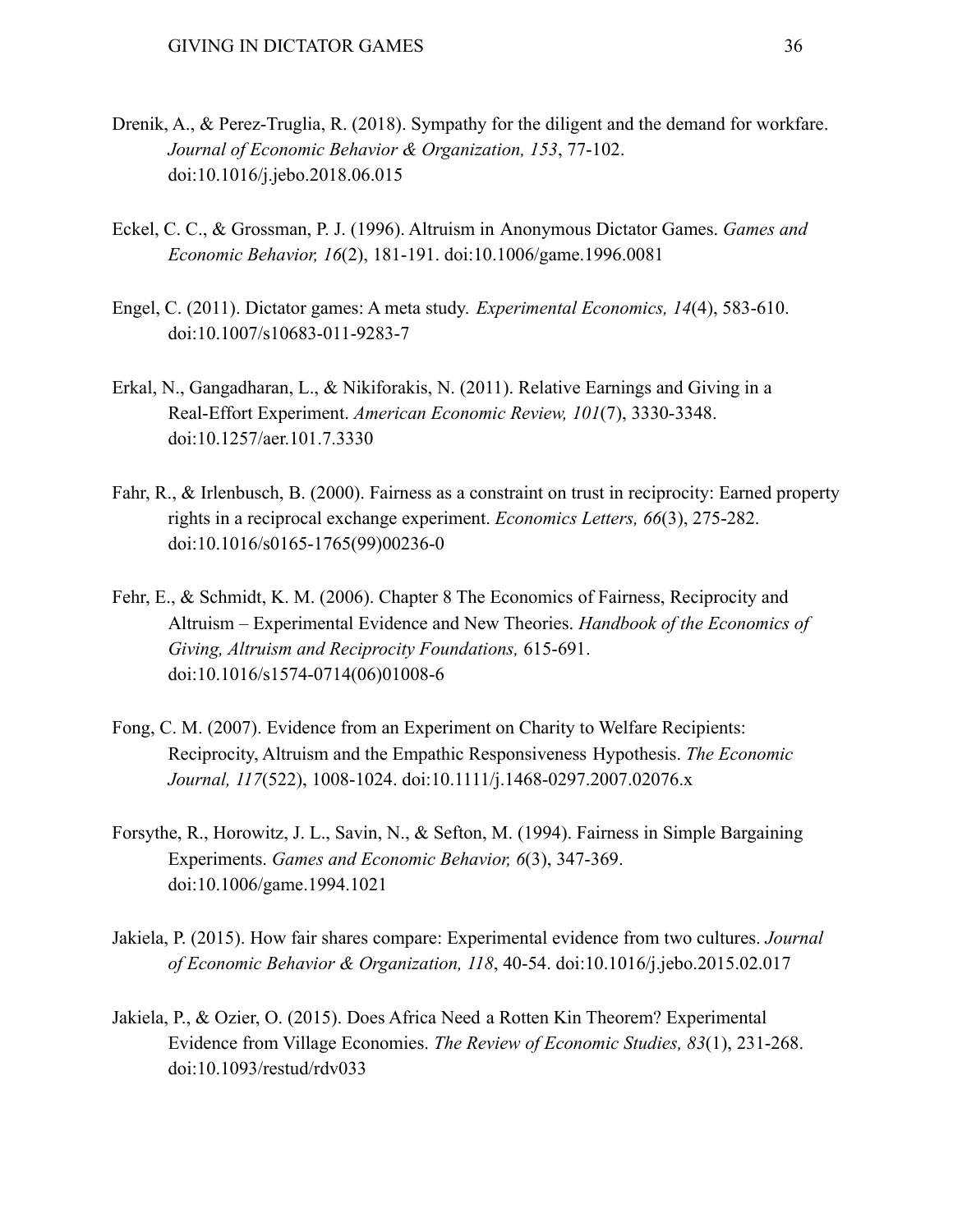Drenik, A., & Perez-Truglia, R. (2018). Sympathy for the diligent and the demand for workfare. *Journal of Economic Behavior & Organization, 153*, 77-102. doi:10.1016/j.jebo.2018.06.015

Eckel, C. C., & Grossman, P. J. (1996). Altruism in Anonymous Dictator Games. *Games and Economic Behavior, 16*(2), 181-191. doi:10.1006/game.1996.0081

Engel, C. (2011). Dictator games: A meta study. *Experimental Economics, 14*(4), 583-610. doi:10.1007/s10683-011-9283-7

Erkal, N., Gangadharan, L., & Nikiforakis, N. (2011). Relative Earnings and Giving in a Real-Effort Experiment. *American Economic Review, 101*(7), 3330-3348. doi:10.1257/aer.101.7.3330

Fahr, R., & Irlenbusch, B. (2000). Fairness as a constraint on trust in reciprocity: Earned property rights in a reciprocal exchange experiment. *Economics Letters, 66*(3), 275-282. doi:10.1016/s0165-1765(99)00236-0

Fehr, E., & Schmidt, K. M. (2006). Chapter 8 The Economics of Fairness, Reciprocity and Altruism – Experimental Evidence and New Theories. *Handbook of the Economics of Giving, Altruism and Reciprocity Foundations,* 615-691. doi:10.1016/s1574-0714(06)01008-6

Fong, C. M. (2007). Evidence from an Experiment on Charity to Welfare Recipients: Reciprocity, Altruism and the Empathic Responsiveness Hypothesis. *The Economic Journal, 117*(522), 1008-1024. doi:10.1111/j.1468-0297.2007.02076.x

Forsythe, R., Horowitz, J. L., Savin, N., & Sefton, M. (1994). Fairness in Simple Bargaining Experiments. *Games and Economic Behavior, 6*(3), 347-369. doi:10.1006/game.1994.1021

Jakiela, P. (2015). How fair shares compare: Experimental evidence from two cultures. *Journal of Economic Behavior & Organization, 118*, 40-54. doi:10.1016/j.jebo.2015.02.017

Jakiela, P., & Ozier, O. (2015). Does Africa Need a Rotten Kin Theorem? Experimental Evidence from Village Economies. *The Review of Economic Studies, 83*(1), 231-268. doi:10.1093/restud/rdv033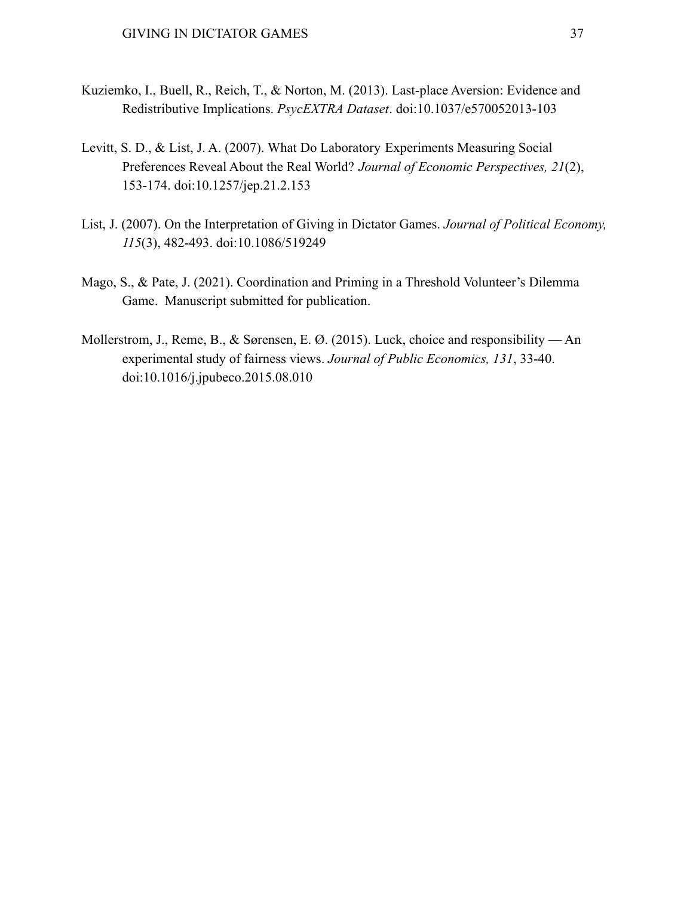Kuziemko, I., Buell, R., Reich, T., & Norton, M. (2013). Last-place Aversion: Evidence and Redistributive Implications. *PsycEXTRA Dataset*. doi:10.1037/e570052013-103

Levitt, S. D., & List, J. A. (2007). What Do Laboratory Experiments Measuring Social Preferences Reveal About the Real World? *Journal of Economic Perspectives, 21*(2), 153-174. doi:10.1257/jep.21.2.153

List, J. (2007). On the Interpretation of Giving in Dictator Games. *Journal of Political Economy, 115*(3), 482-493. doi:10.1086/519249

Mago, S., & Pate, J. (2021). Coordination and Priming in a Threshold Volunteer's Dilemma Game. Manuscript submitted for publication.

Mollerstrom, J., Reme, B., & Sørensen, E. Ø. (2015). Luck, choice and responsibility — An experimental study of fairness views. *Journal of Public Economics, 131*, 33-40. doi:10.1016/j.jpubeco.2015.08.010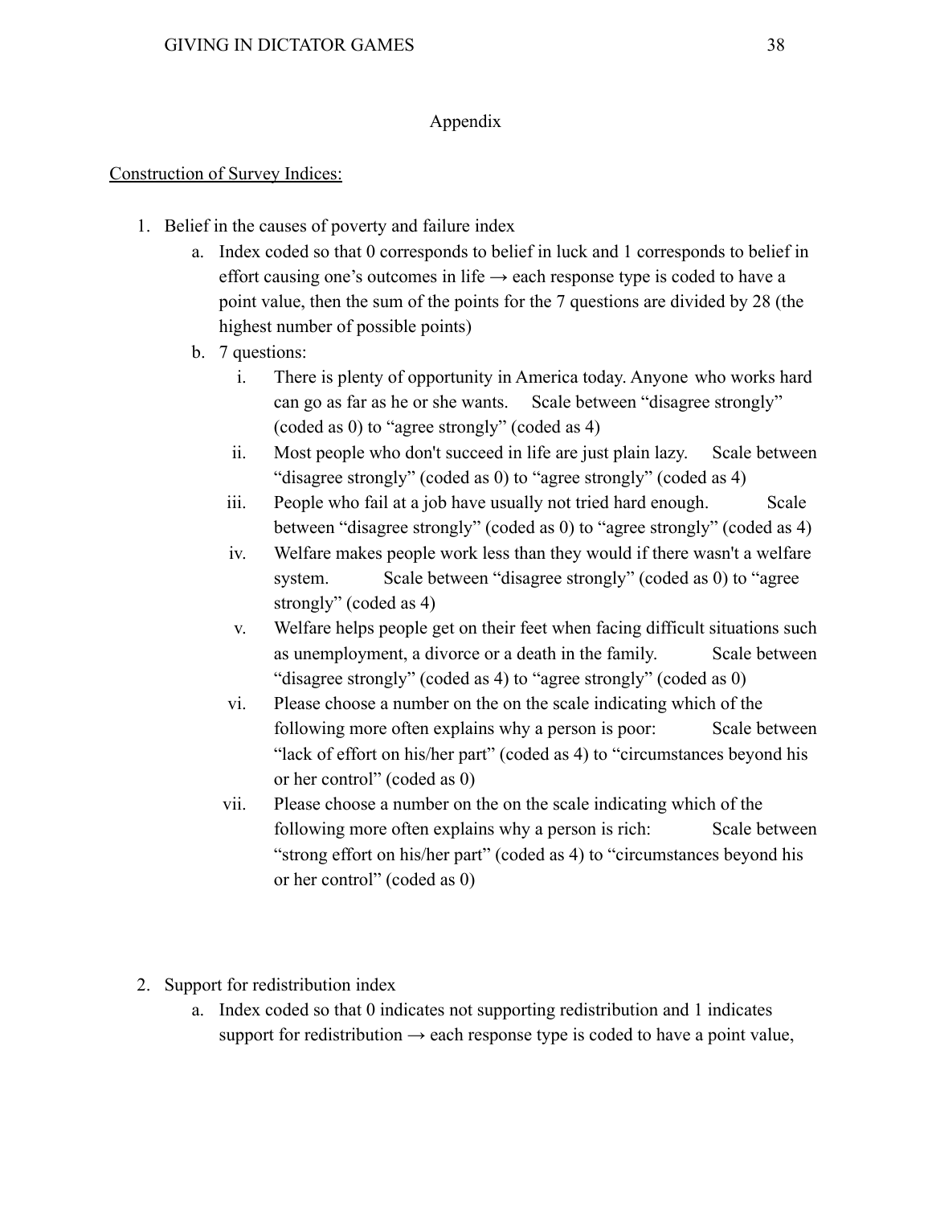## Appendix

Construction of Survey Indices:

1. Belief in the causes of poverty and failure index
   a. Index coded so that 0 corresponds to belief in luck and 1 corresponds to belief in effort causing one's outcomes in life → each response type is coded to have a point value, then the sum of the points for the 7 questions are divided by 28 (the highest number of possible points)
   b. 7 questions:
      i. There is plenty of opportunity in America today. Anyone who works hard can go as far as he or she wants. Scale between "disagree strongly" (coded as 0) to "agree strongly" (coded as 4)
      ii. Most people who don't succeed in life are just plain lazy. Scale between "disagree strongly" (coded as 0) to "agree strongly" (coded as 4)
      iii. People who fail at a job have usually not tried hard enough. Scale between "disagree strongly" (coded as 0) to "agree strongly" (coded as 4)
      iv. Welfare makes people work less than they would if there wasn't a welfare system. Scale between "disagree strongly" (coded as 0) to "agree strongly" (coded as 4)
      v. Welfare helps people get on their feet when facing difficult situations such as unemployment, a divorce or a death in the family. Scale between "disagree strongly" (coded as 4) to "agree strongly" (coded as 0)
      vi. Please choose a number on the on the scale indicating which of the following more often explains why a person is poor: Scale between "lack of effort on his/her part" (coded as 4) to "circumstances beyond his or her control" (coded as 0)
      vii. Please choose a number on the on the scale indicating which of the following more often explains why a person is rich: Scale between "strong effort on his/her part" (coded as 4) to "circumstances beyond his or her control" (coded as 0)

2. Support for redistribution index
   a. Index coded so that 0 indicates not supporting redistribution and 1 indicates support for redistribution → each response type is coded to have a point value,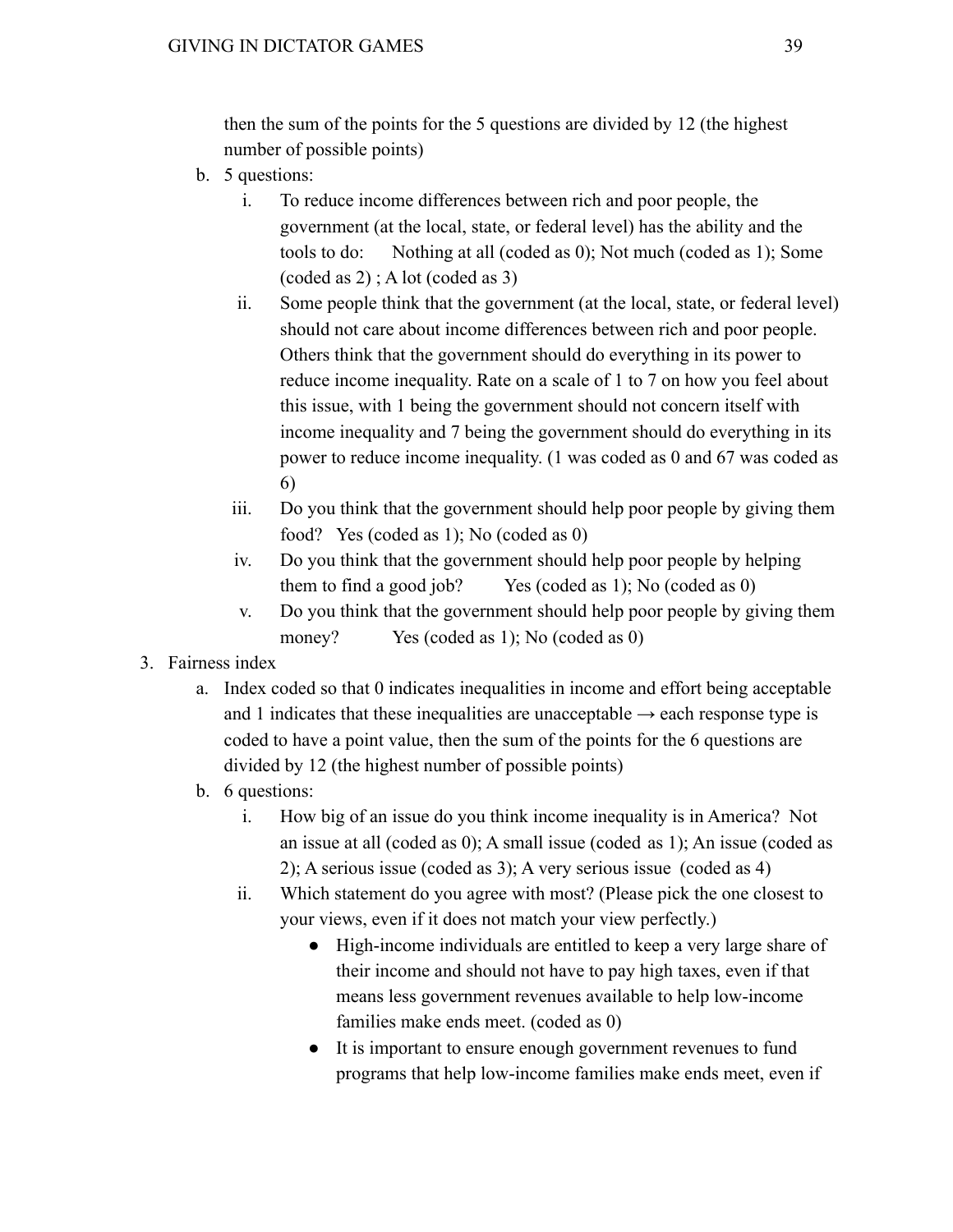then the sum of the points for the 5 questions are divided by 12 (the highest number of possible points)

b. 5 questions:
    i. To reduce income differences between rich and poor people, the government (at the local, state, or federal level) has the ability and the tools to do: Nothing at all (coded as 0); Not much (coded as 1); Some (coded as 2) ; A lot (coded as 3)
    ii. Some people think that the government (at the local, state, or federal level) should not care about income differences between rich and poor people. Others think that the government should do everything in its power to reduce income inequality. Rate on a scale of 1 to 7 on how you feel about this issue, with 1 being the government should not concern itself with income inequality and 7 being the government should do everything in its power to reduce income inequality. (1 was coded as 0 and 67 was coded as 6)
    iii. Do you think that the government should help poor people by giving them food? Yes (coded as 1); No (coded as 0)
    iv. Do you think that the government should help poor people by helping them to find a good job? Yes (coded as 1); No (coded as 0)
    v. Do you think that the government should help poor people by giving them money? Yes (coded as 1); No (coded as 0)

3. Fairness index
    a. Index coded so that 0 indicates inequalities in income and effort being acceptable and 1 indicates that these inequalities are unacceptable → each response type is coded to have a point value, then the sum of the points for the 6 questions are divided by 12 (the highest number of possible points)
    b. 6 questions:
        i. How big of an issue do you think income inequality is in America? Not an issue at all (coded as 0); A small issue (coded as 1); An issue (coded as 2); A serious issue (coded as 3); A very serious issue (coded as 4)
        ii. Which statement do you agree with most? (Please pick the one closest to your views, even if it does not match your view perfectly.)
            - High-income individuals are entitled to keep a very large share of their income and should not have to pay high taxes, even if that means less government revenues available to help low-income families make ends meet. (coded as 0)
            - It is important to ensure enough government revenues to fund programs that help low-income families make ends meet, even if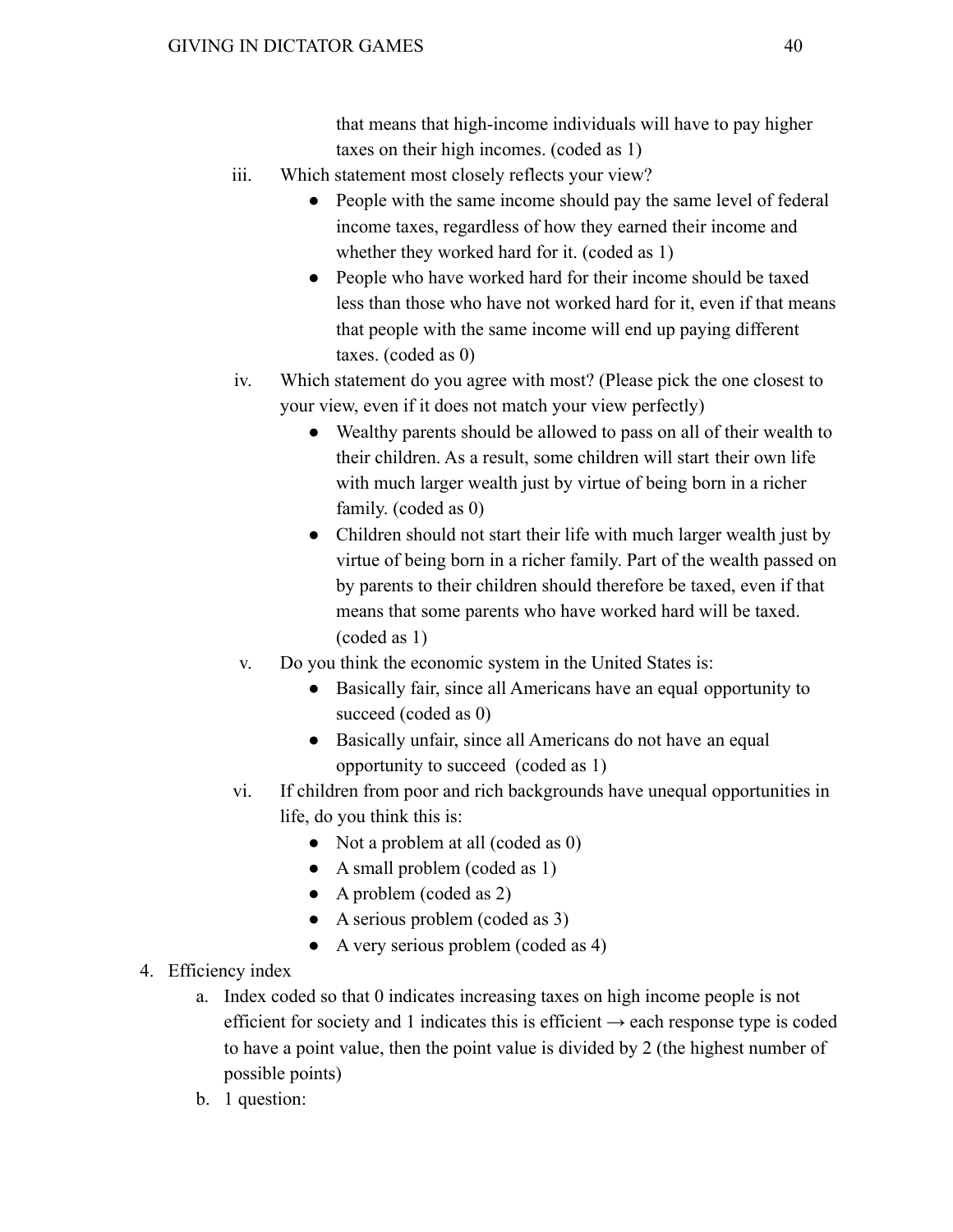that means that high-income individuals will have to pay higher taxes on their high incomes. (coded as 1)

iii. Which statement most closely reflects your view?
   - People with the same income should pay the same level of federal income taxes, regardless of how they earned their income and whether they worked hard for it. (coded as 1)
   - People who have worked hard for their income should be taxed less than those who have not worked hard for it, even if that means that people with the same income will end up paying different taxes. (coded as 0)

iv. Which statement do you agree with most? (Please pick the one closest to your view, even if it does not match your view perfectly)
   - Wealthy parents should be allowed to pass on all of their wealth to their children. As a result, some children will start their own life with much larger wealth just by virtue of being born in a richer family. (coded as 0)
   - Children should not start their life with much larger wealth just by virtue of being born in a richer family. Part of the wealth passed on by parents to their children should therefore be taxed, even if that means that some parents who have worked hard will be taxed. (coded as 1)

v. Do you think the economic system in the United States is:
   - Basically fair, since all Americans have an equal opportunity to succeed (coded as 0)
   - Basically unfair, since all Americans do not have an equal opportunity to succeed (coded as 1)

vi. If children from poor and rich backgrounds have unequal opportunities in life, do you think this is:
   - Not a problem at all (coded as 0)
   - A small problem (coded as 1)
   - A problem (coded as 2)
   - A serious problem (coded as 3)
   - A very serious problem (coded as 4)

4. Efficiency index
   a. Index coded so that 0 indicates increasing taxes on high income people is not efficient for society and 1 indicates this is efficient → each response type is coded to have a point value, then the point value is divided by 2 (the highest number of possible points)
   b. 1 question: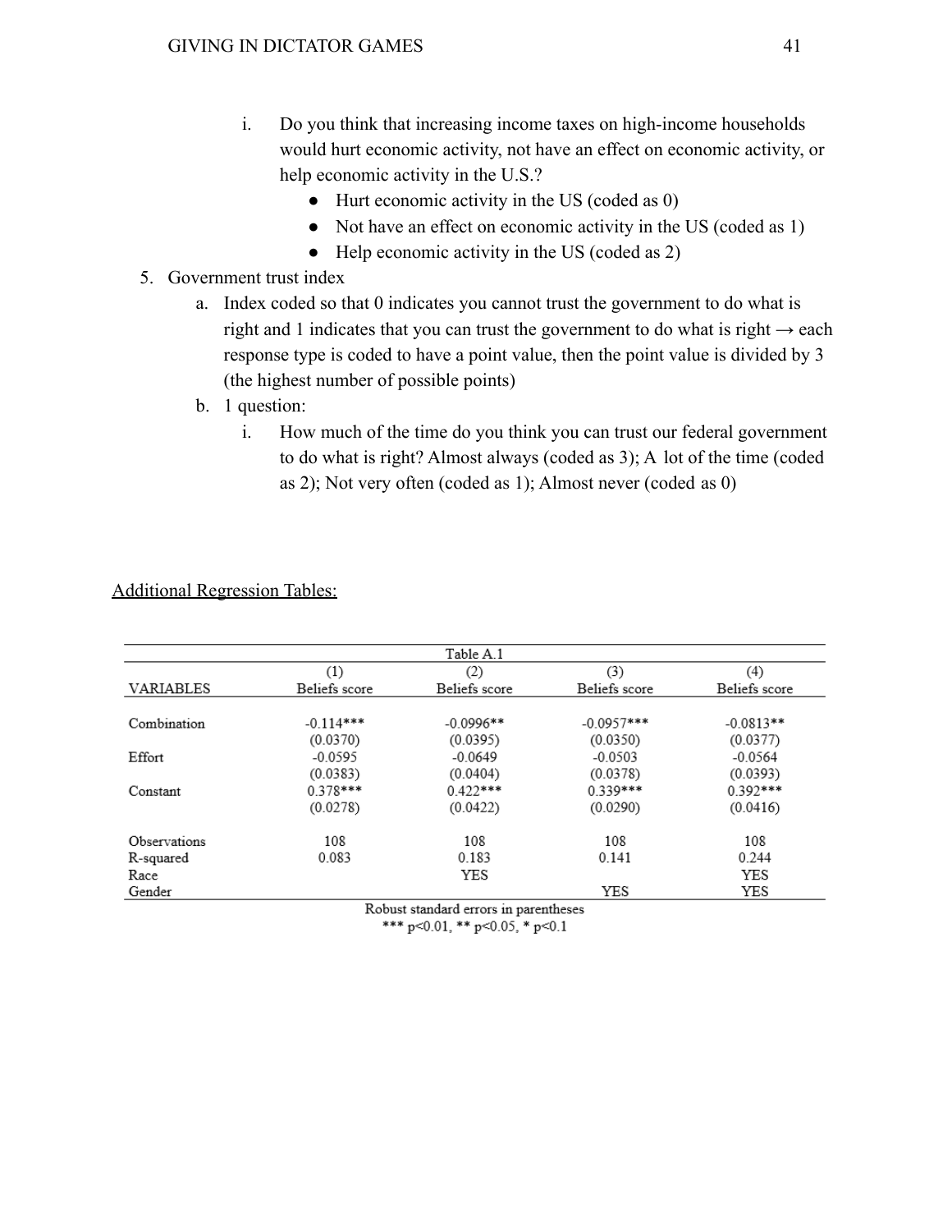i. Do you think that increasing income taxes on high-income households would hurt economic activity, not have an effect on economic activity, or help economic activity in the U.S.?
   - Hurt economic activity in the US (coded as 0)
   - Not have an effect on economic activity in the US (coded as 1)
   - Help economic activity in the US (coded as 2)

5. Government trust index
   a. Index coded so that 0 indicates you cannot trust the government to do what is right and 1 indicates that you can trust the government to do what is right → each response type is coded to have a point value, then the point value is divided by 3 (the highest number of possible points)
   b. 1 question:
      i. How much of the time do you think you can trust our federal government to do what is right? Almost always (coded as 3); A lot of the time (coded as 2); Not very often (coded as 1); Almost never (coded as 0)

Additional Regression Tables:

Table A.1

| VARIABLES | (1) Beliefs score | (2) Beliefs score | (3) Beliefs score | (4) Beliefs score |
|---|---|---|---|---|
| Combination | -0.114*** | -0.0996** | -0.0957*** | -0.0813** |
| | (0.0370) | (0.0395) | (0.0350) | (0.0377) |
| Effort | -0.0595 | -0.0649 | -0.0503 | -0.0564 |
| | (0.0383) | (0.0404) | (0.0378) | (0.0393) |
| Constant | 0.378*** | 0.422*** | 0.339*** | 0.392*** |
| | (0.0278) | (0.0422) | (0.0290) | (0.0416) |
| Observations | 108 | 108 | 108 | 108 |
| R-squared | 0.083 | 0.183 | 0.141 | 0.244 |
| Race | | YES | | YES |
| Gender | | | YES | YES |

Robust standard errors in parentheses
*** $p<0.01$, ** $p<0.05$, * $p<0.1$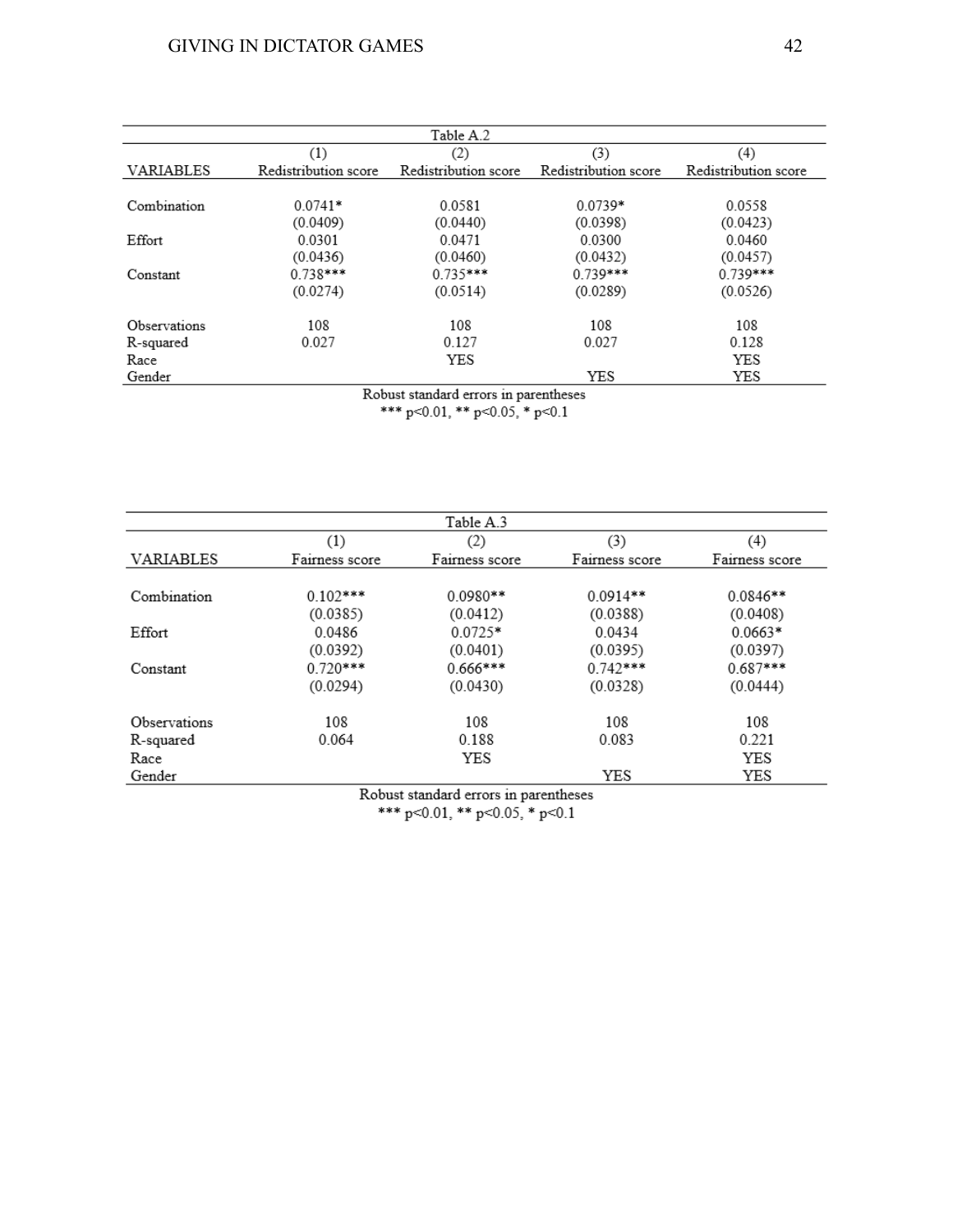Table A.2

| VARIABLES | (1) Redistribution score | (2) Redistribution score | (3) Redistribution score | (4) Redistribution score |
|---|---|---|---|---|
| Combination | 0.0741* | 0.0581 | 0.0739* | 0.0558 |
| | (0.0409) | (0.0440) | (0.0398) | (0.0423) |
| Effort | 0.0301 | 0.0471 | 0.0300 | 0.0460 |
| | (0.0436) | (0.0460) | (0.0432) | (0.0457) |
| Constant | 0.738*** | 0.735*** | 0.739*** | 0.739*** |
| | (0.0274) | (0.0514) | (0.0289) | (0.0526) |
| Observations | 108 | 108 | 108 | 108 |
| R-squared | 0.027 | 0.127 | 0.027 | 0.128 |
| Race | | YES | | YES |
| Gender | | | YES | YES |

Robust standard errors in parentheses
*** p<0.01, ** p<0.05, * p<0.1

Table A.3

| VARIABLES | (1) Fairness score | (2) Fairness score | (3) Fairness score | (4) Fairness score |
|---|---|---|---|---|
| Combination | 0.102*** | 0.0980** | 0.0914** | 0.0846** |
| | (0.0385) | (0.0412) | (0.0388) | (0.0408) |
| Effort | 0.0486 | 0.0725* | 0.0434 | 0.0663* |
| | (0.0392) | (0.0401) | (0.0395) | (0.0397) |
| Constant | 0.720*** | 0.666*** | 0.742*** | 0.687*** |
| | (0.0294) | (0.0430) | (0.0328) | (0.0444) |
| Observations | 108 | 108 | 108 | 108 |
| R-squared | 0.064 | 0.188 | 0.083 | 0.221 |
| Race | | YES | | YES |
| Gender | | | YES | YES |

Robust standard errors in parentheses
*** p<0.01, ** p<0.05, * p<0.1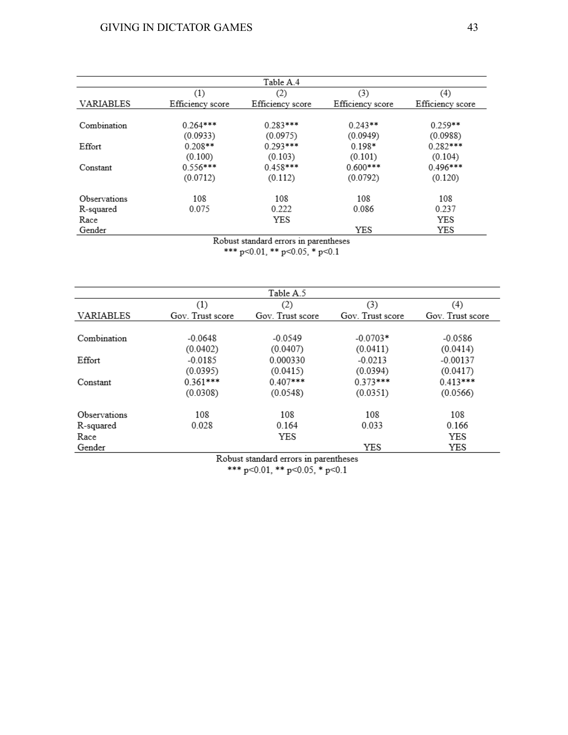Table A.4

| VARIABLES | (1) Efficiency score | (2) Efficiency score | (3) Efficiency score | (4) Efficiency score |
|---|---|---|---|---|
| Combination | 0.264*** | 0.283*** | 0.243** | 0.259** |
| | (0.0933) | (0.0975) | (0.0949) | (0.0988) |
| Effort | 0.208** | 0.293*** | 0.198* | 0.282*** |
| | (0.100) | (0.103) | (0.101) | (0.104) |
| Constant | 0.556*** | 0.458*** | 0.600*** | 0.496*** |
| | (0.0712) | (0.112) | (0.0792) | (0.120) |
| Observations | 108 | 108 | 108 | 108 |
| R-squared | 0.075 | 0.222 | 0.086 | 0.237 |
| Race | | YES | | YES |
| Gender | | | YES | YES |

Robust standard errors in parentheses
*** p<0.01, ** p<0.05, * p<0.1

Table A.5

| VARIABLES | (1) Gov. Trust score | (2) Gov. Trust score | (3) Gov. Trust score | (4) Gov. Trust score |
|---|---|---|---|---|
| Combination | -0.0648 | -0.0549 | -0.0703* | -0.0586 |
| | (0.0402) | (0.0407) | (0.0411) | (0.0414) |
| Effort | -0.0185 | 0.000330 | -0.0213 | -0.00137 |
| | (0.0395) | (0.0415) | (0.0394) | (0.0417) |
| Constant | 0.361*** | 0.407*** | 0.373*** | 0.413*** |
| | (0.0308) | (0.0548) | (0.0351) | (0.0566) |
| Observations | 108 | 108 | 108 | 108 |
| R-squared | 0.028 | 0.164 | 0.033 | 0.166 |
| Race | | YES | | YES |
| Gender | | | YES | YES |

Robust standard errors in parentheses
*** p<0.01, ** p<0.05, * p<0.1